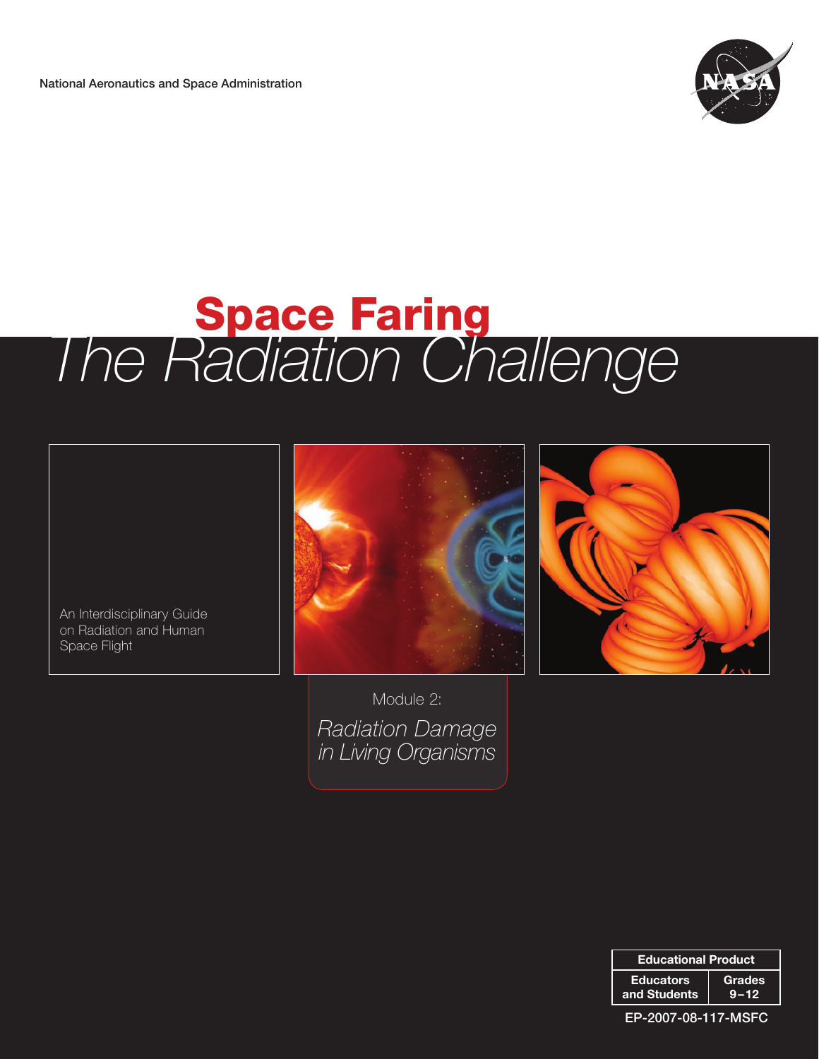National Aeronautics and Space Administration

# Space Faring
## *The Radiation Challenge*

An Interdisciplinary Guide on Radiation and Human Space Flight

Module 2:

*Radiation Damage in Living Organisms*

| Educational Product | |
|---|---|
| Educators and Students | Grades 9–12 |

EP-2007-08-117-MSFC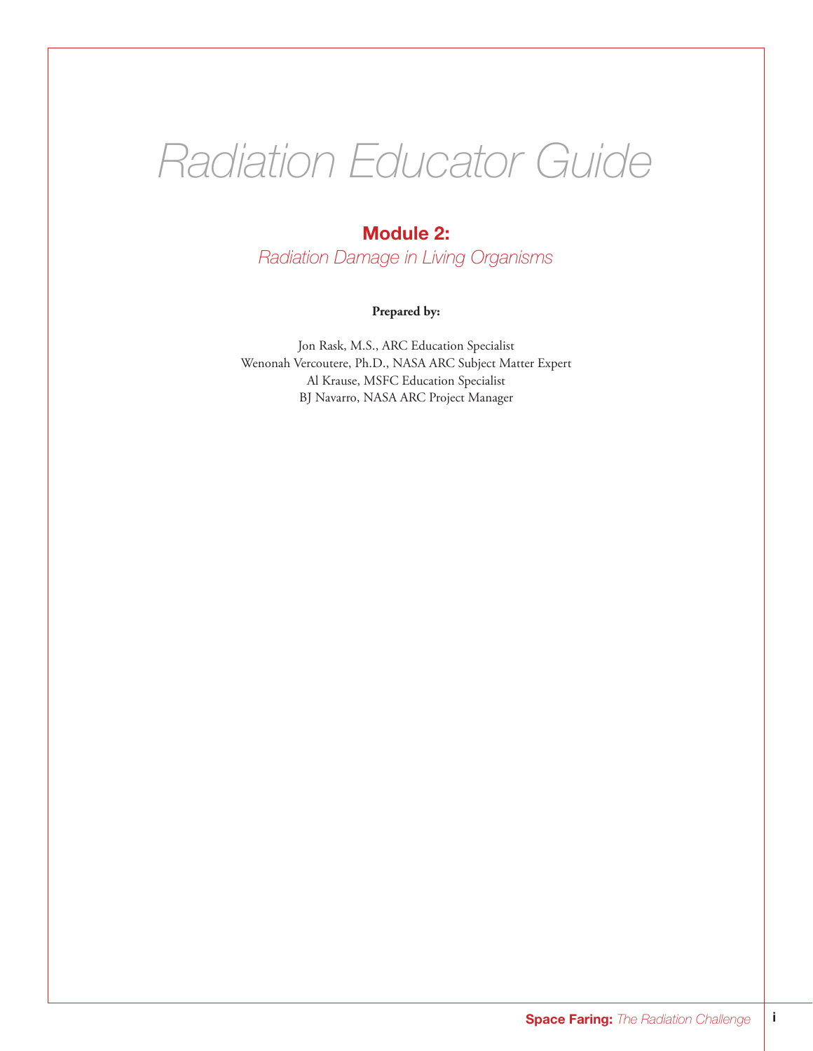# Radiation Educator Guide

## Module 2:

*Radiation Damage in Living Organisms*

**Prepared by:**

Jon Rask, M.S., ARC Education Specialist
Wenonah Vercoutere, Ph.D., NASA ARC Subject Matter Expert
Al Krause, MSFC Education Specialist
BJ Navarro, NASA ARC Project Manager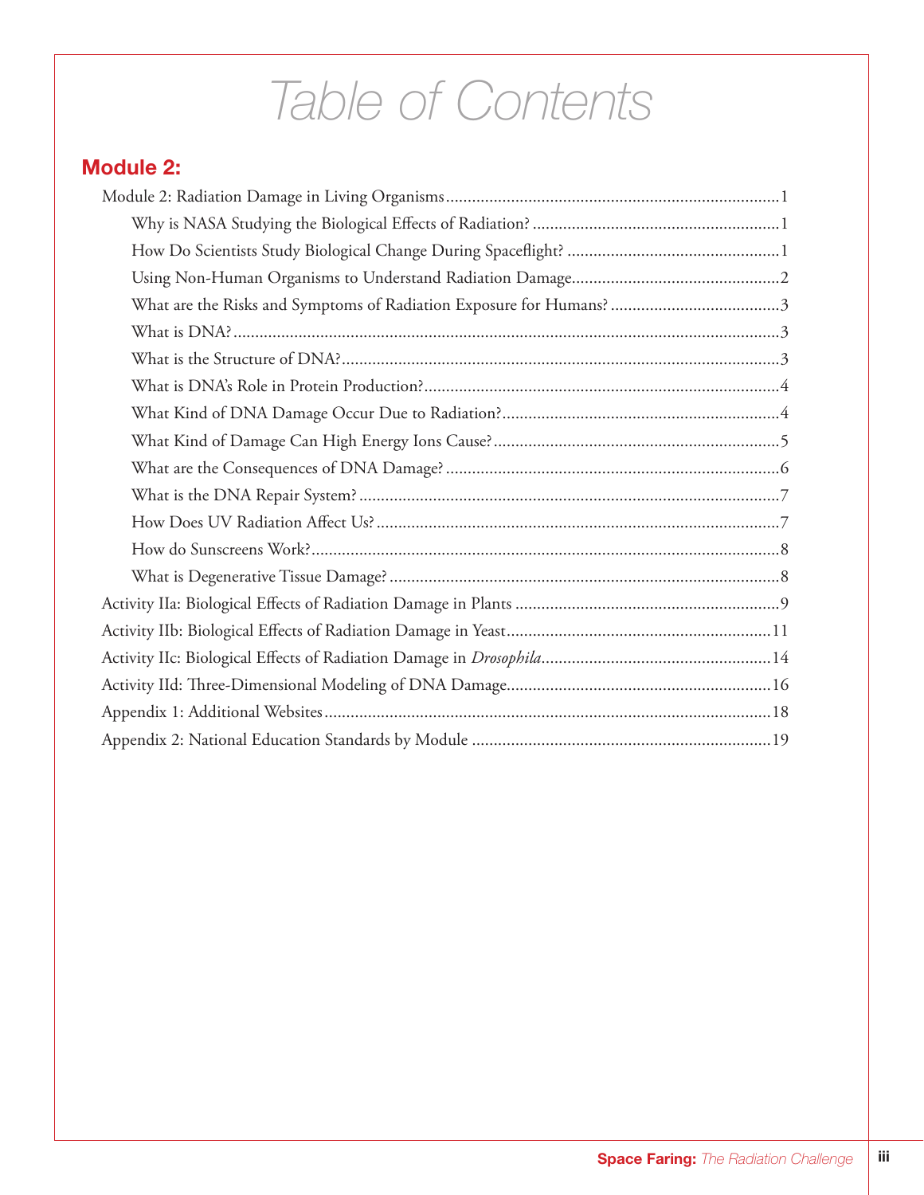# Table of Contents

## Module 2:

- Module 2: Radiation Damage in Living Organisms ..... 1
  - Why is NASA Studying the Biological Effects of Radiation? ..... 1
  - How Do Scientists Study Biological Change During Spaceflight? ..... 1
  - Using Non-Human Organisms to Understand Radiation Damage ..... 2
  - What are the Risks and Symptoms of Radiation Exposure for Humans? ..... 3
  - What is DNA? ..... 3
  - What is the Structure of DNA? ..... 3
  - What is DNA's Role in Protein Production? ..... 4
  - What Kind of DNA Damage Occur Due to Radiation? ..... 4
  - What Kind of Damage Can High Energy Ions Cause? ..... 5
  - What are the Consequences of DNA Damage? ..... 6
  - What is the DNA Repair System? ..... 7
  - How Does UV Radiation Affect Us? ..... 7
  - How do Sunscreens Work? ..... 8
  - What is Degenerative Tissue Damage? ..... 8
- Activity IIa: Biological Effects of Radiation Damage in Plants ..... 9
- Activity IIb: Biological Effects of Radiation Damage in Yeast ..... 11
- Activity IIc: Biological Effects of Radiation Damage in *Drosophila* ..... 14
- Activity IId: Three-Dimensional Modeling of DNA Damage ..... 16
- Appendix 1: Additional Websites ..... 18
- Appendix 2: National Education Standards by Module ..... 19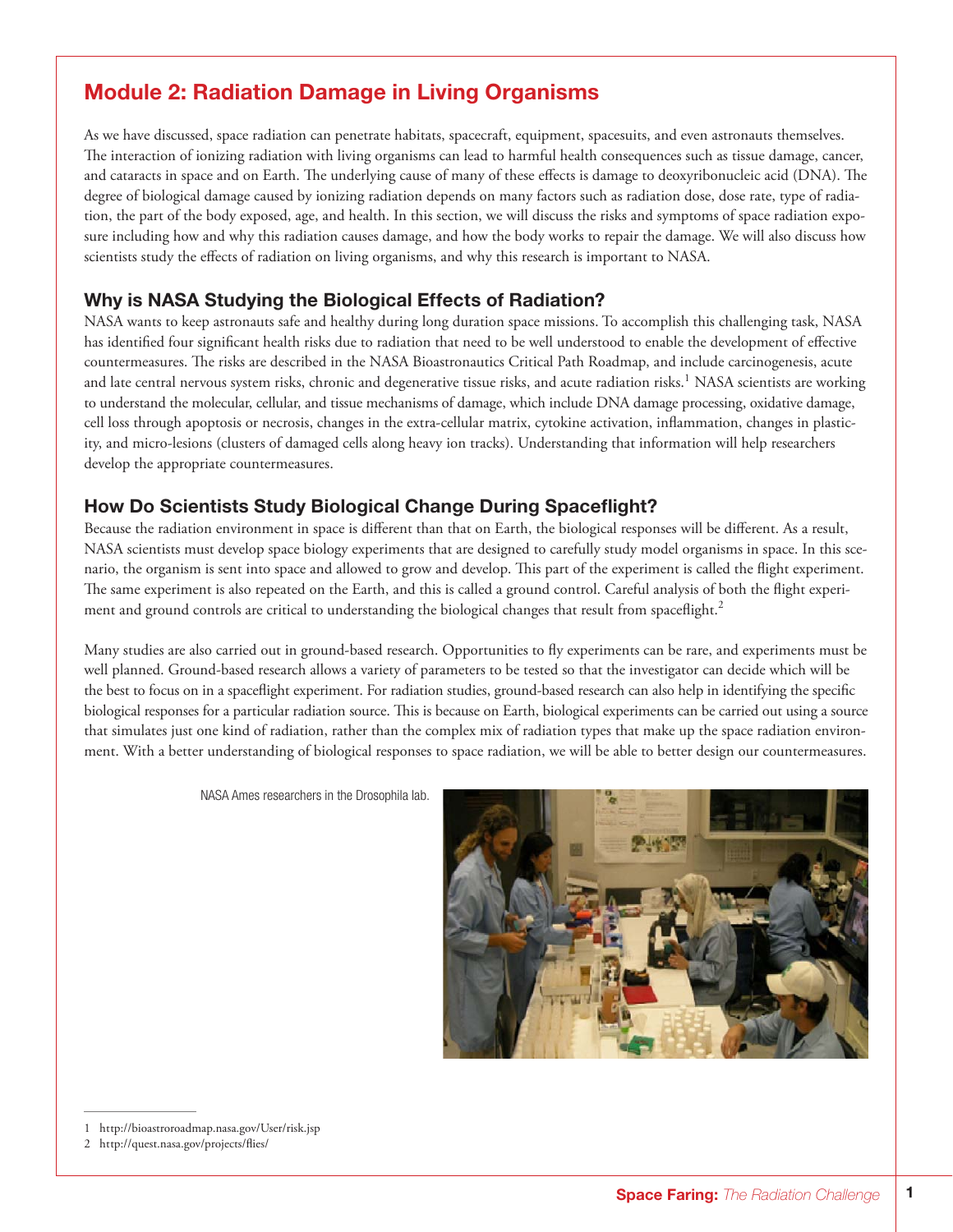## Module 2: Radiation Damage in Living Organisms

As we have discussed, space radiation can penetrate habitats, spacecraft, equipment, spacesuits, and even astronauts themselves. The interaction of ionizing radiation with living organisms can lead to harmful health consequences such as tissue damage, cancer, and cataracts in space and on Earth. The underlying cause of many of these effects is damage to deoxyribonucleic acid (DNA). The degree of biological damage caused by ionizing radiation depends on many factors such as radiation dose, dose rate, type of radiation, the part of the body exposed, age, and health. In this section, we will discuss the risks and symptoms of space radiation exposure including how and why this radiation causes damage, and how the body works to repair the damage. We will also discuss how scientists study the effects of radiation on living organisms, and why this research is important to NASA.

### Why is NASA Studying the Biological Effects of Radiation?

NASA wants to keep astronauts safe and healthy during long duration space missions. To accomplish this challenging task, NASA has identified four significant health risks due to radiation that need to be well understood to enable the development of effective countermeasures. The risks are described in the NASA Bioastronautics Critical Path Roadmap, and include carcinogenesis, acute and late central nervous system risks, chronic and degenerative tissue risks, and acute radiation risks.[1] NASA scientists are working to understand the molecular, cellular, and tissue mechanisms of damage, which include DNA damage processing, oxidative damage, cell loss through apoptosis or necrosis, changes in the extra-cellular matrix, cytokine activation, inflammation, changes in plasticity, and micro-lesions (clusters of damaged cells along heavy ion tracks). Understanding that information will help researchers develop the appropriate countermeasures.

### How Do Scientists Study Biological Change During Spaceflight?

Because the radiation environment in space is different than that on Earth, the biological responses will be different. As a result, NASA scientists must develop space biology experiments that are designed to carefully study model organisms in space. In this scenario, the organism is sent into space and allowed to grow and develop. This part of the experiment is called the flight experiment. The same experiment is also repeated on the Earth, and this is called a ground control. Careful analysis of both the flight experiment and ground controls are critical to understanding the biological changes that result from spaceflight.[2]

Many studies are also carried out in ground-based research. Opportunities to fly experiments can be rare, and experiments must be well planned. Ground-based research allows a variety of parameters to be tested so that the investigator can decide which will be the best to focus on in a spaceflight experiment. For radiation studies, ground-based research can also help in identifying the specific biological responses for a particular radiation source. This is because on Earth, biological experiments can be carried out using a source that simulates just one kind of radiation, rather than the complex mix of radiation types that make up the space radiation environment. With a better understanding of biological responses to space radiation, we will be able to better design our countermeasures.

NASA Ames researchers in the Drosophila lab.

---

1 http://bioastroroadmap.nasa.gov/User/risk.jsp

2 http://quest.nasa.gov/projects/flies/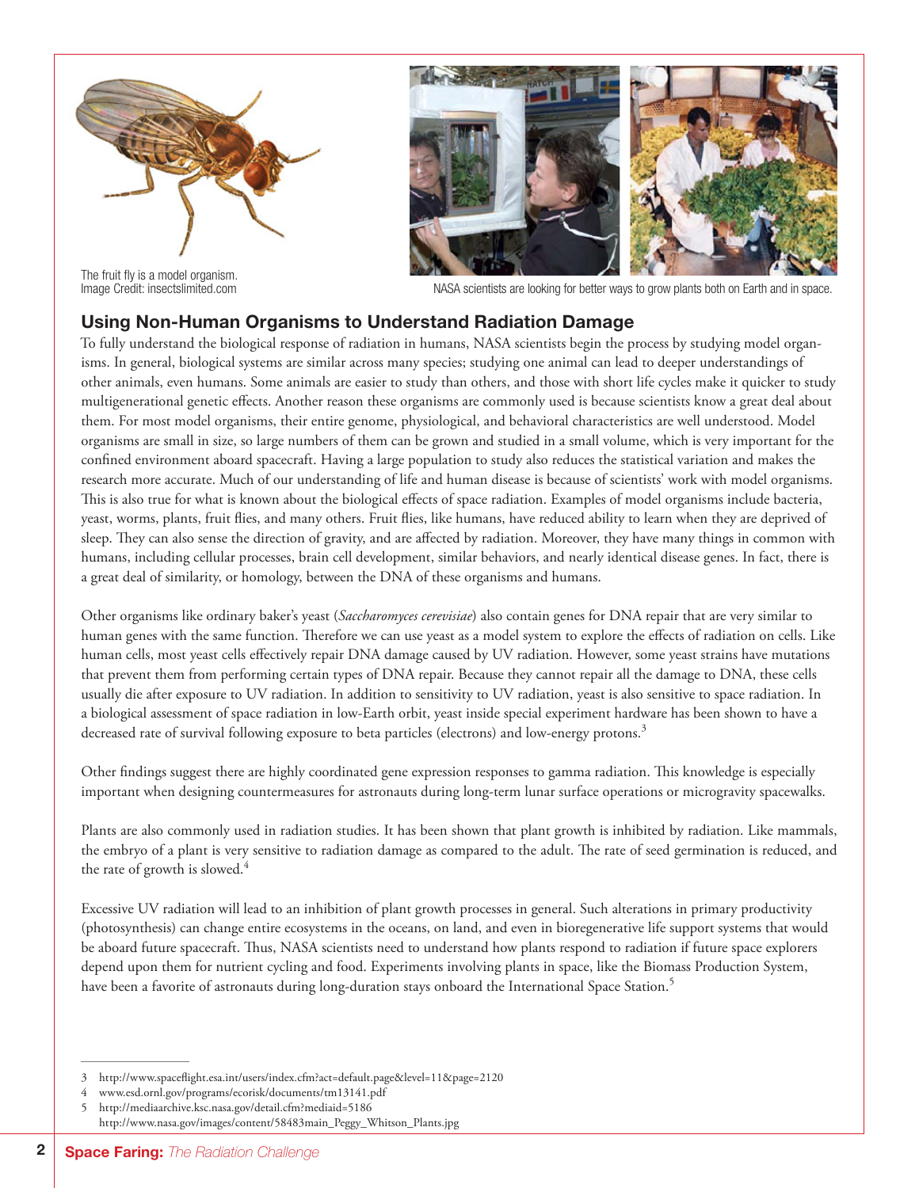The fruit fly is a model organism.
Image Credit: insectslimited.com

NASA scientists are looking for better ways to grow plants both on Earth and in space.

## Using Non-Human Organisms to Understand Radiation Damage

To fully understand the biological response of radiation in humans, NASA scientists begin the process by studying model organisms. In general, biological systems are similar across many species; studying one animal can lead to deeper understandings of other animals, even humans. Some animals are easier to study than others, and those with short life cycles make it quicker to study multigenerational genetic effects. Another reason these organisms are commonly used is because scientists know a great deal about them. For most model organisms, their entire genome, physiological, and behavioral characteristics are well understood. Model organisms are small in size, so large numbers of them can be grown and studied in a small volume, which is very important for the confined environment aboard spacecraft. Having a large population to study also reduces the statistical variation and makes the research more accurate. Much of our understanding of life and human disease is because of scientists' work with model organisms. This is also true for what is known about the biological effects of space radiation. Examples of model organisms include bacteria, yeast, worms, plants, fruit flies, and many others. Fruit flies, like humans, have reduced ability to learn when they are deprived of sleep. They can also sense the direction of gravity, and are affected by radiation. Moreover, they have many things in common with humans, including cellular processes, brain cell development, similar behaviors, and nearly identical disease genes. In fact, there is a great deal of similarity, or homology, between the DNA of these organisms and humans.

Other organisms like ordinary baker's yeast (*Saccharomyces cerevisiae*) also contain genes for DNA repair that are very similar to human genes with the same function. Therefore we can use yeast as a model system to explore the effects of radiation on cells. Like human cells, most yeast cells effectively repair DNA damage caused by UV radiation. However, some yeast strains have mutations that prevent them from performing certain types of DNA repair. Because they cannot repair all the damage to DNA, these cells usually die after exposure to UV radiation. In addition to sensitivity to UV radiation, yeast is also sensitive to space radiation. In a biological assessment of space radiation in low-Earth orbit, yeast inside special experiment hardware has been shown to have a decreased rate of survival following exposure to beta particles (electrons) and low-energy protons.[3]

Other findings suggest there are highly coordinated gene expression responses to gamma radiation. This knowledge is especially important when designing countermeasures for astronauts during long-term lunar surface operations or microgravity spacewalks.

Plants are also commonly used in radiation studies. It has been shown that plant growth is inhibited by radiation. Like mammals, the embryo of a plant is very sensitive to radiation damage as compared to the adult. The rate of seed germination is reduced, and the rate of growth is slowed.[4]

Excessive UV radiation will lead to an inhibition of plant growth processes in general. Such alterations in primary productivity (photosynthesis) can change entire ecosystems in the oceans, on land, and even in bioregenerative life support systems that would be aboard future spacecraft. Thus, NASA scientists need to understand how plants respond to radiation if future space explorers depend upon them for nutrient cycling and food. Experiments involving plants in space, like the Biomass Production System, have been a favorite of astronauts during long-duration stays onboard the International Space Station.[5]

---

3 http://www.spaceflight.esa.int/users/index.cfm?act=default.page&level=11&page=2120
4 www.esd.ornl.gov/programs/ecorisk/documents/tm13141.pdf
5 http://mediaarchive.ksc.nasa.gov/detail.cfm?mediaid=5186
http://www.nasa.gov/images/content/58483main_Peggy_Whitson_Plants.jpg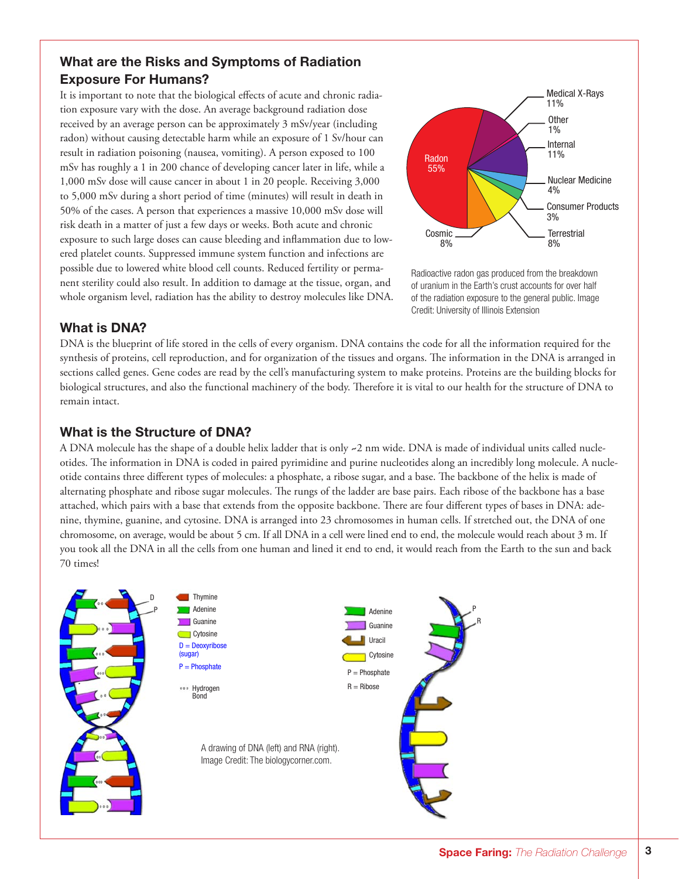## What are the Risks and Symptoms of Radiation Exposure For Humans?

It is important to note that the biological effects of acute and chronic radiation exposure vary with the dose. An average background radiation dose received by an average person can be approximately 3 mSv/year (including radon) without causing detectable harm while an exposure of 1 Sv/hour can result in radiation poisoning (nausea, vomiting). A person exposed to 100 mSv has roughly a 1 in 200 chance of developing cancer later in life, while a 1,000 mSv dose will cause cancer in about 1 in 20 people. Receiving 3,000 to 5,000 mSv during a short period of time (minutes) will result in death in 50% of the cases. A person that experiences a massive 10,000 mSv dose will risk death in a matter of just a few days or weeks. Both acute and chronic exposure to such large doses can cause bleeding and inflammation due to lowered platelet counts. Suppressed immune system function and infections are possible due to lowered white blood cell counts. Reduced fertility or permanent sterility could also result. In addition to damage at the tissue, organ, and whole organism level, radiation has the ability to destroy molecules like DNA.

Radon 55%, Medical X-Rays 11%, Other 1%, Internal 11%, Nuclear Medicine 4%, Consumer Products 3%, Terrestrial 8%, Cosmic 8%

Radioactive radon gas produced from the breakdown of uranium in the Earth's crust accounts for over half of the radiation exposure to the general public. Image Credit: University of Illinois Extension

## What is DNA?

DNA is the blueprint of life stored in the cells of every organism. DNA contains the code for all the information required for the synthesis of proteins, cell reproduction, and for organization of the tissues and organs. The information in the DNA is arranged in sections called genes. Gene codes are read by the cell's manufacturing system to make proteins. Proteins are the building blocks for biological structures, and also the functional machinery of the body. Therefore it is vital to our health for the structure of DNA to remain intact.

## What is the Structure of DNA?

A DNA molecule has the shape of a double helix ladder that is only ~2 nm wide. DNA is made of individual units called nucleotides. The information in DNA is coded in paired pyrimidine and purine nucleotides along an incredibly long molecule. A nucleotide contains three different types of molecules: a phosphate, a ribose sugar, and a base. The backbone of the helix is made of alternating phosphate and ribose sugar molecules. The rungs of the ladder are base pairs. Each ribose of the backbone has a base attached, which pairs with a base that extends from the opposite backbone. There are four different types of bases in DNA: adenine, thymine, guanine, and cytosine. DNA is arranged into 23 chromosomes in human cells. If stretched out, the DNA of one chromosome, on average, would be about 5 cm. If all DNA in a cell were lined end to end, the molecule would reach about 3 m. If you took all the DNA in all the cells from one human and lined it end to end, it would reach from the Earth to the sun and back 70 times!

Thymine, Adenine, Guanine, Cytosine, D = Deoxyribose (sugar), P = Phosphate, Hydrogen Bond

Adenine, Guanine, Uracil, Cytosine, P = Phosphate, R = Ribose

A drawing of DNA (left) and RNA (right). Image Credit: The biologycorner.com.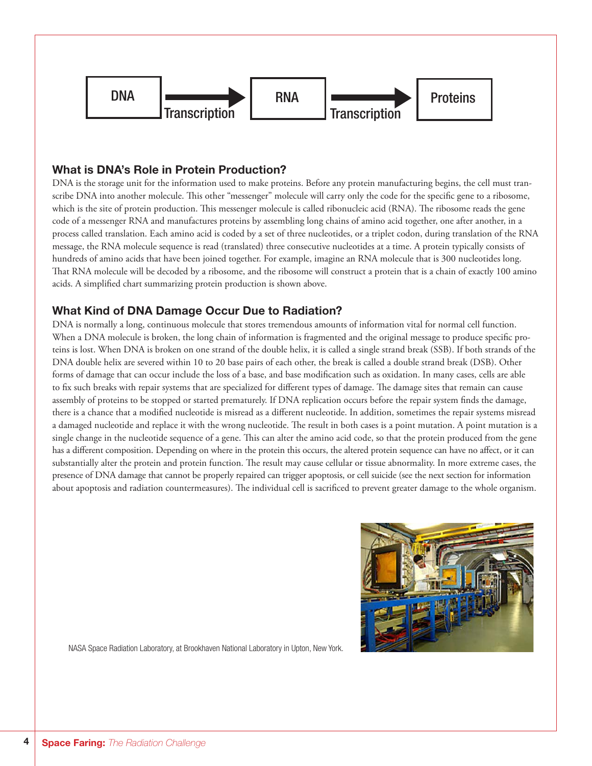DNA → Transcription → RNA → Transcription → Proteins

### What is DNA's Role in Protein Production?

DNA is the storage unit for the information used to make proteins. Before any protein manufacturing begins, the cell must transcribe DNA into another molecule. This other "messenger" molecule will carry only the code for the specific gene to a ribosome, which is the site of protein production. This messenger molecule is called ribonucleic acid (RNA). The ribosome reads the gene code of a messenger RNA and manufactures proteins by assembling long chains of amino acid together, one after another, in a process called translation. Each amino acid is coded by a set of three nucleotides, or a triplet codon, during translation of the RNA message, the RNA molecule sequence is read (translated) three consecutive nucleotides at a time. A protein typically consists of hundreds of amino acids that have been joined together. For example, imagine an RNA molecule that is 300 nucleotides long. That RNA molecule will be decoded by a ribosome, and the ribosome will construct a protein that is a chain of exactly 100 amino acids. A simplified chart summarizing protein production is shown above.

### What Kind of DNA Damage Occur Due to Radiation?

DNA is normally a long, continuous molecule that stores tremendous amounts of information vital for normal cell function. When a DNA molecule is broken, the long chain of information is fragmented and the original message to produce specific proteins is lost. When DNA is broken on one strand of the double helix, it is called a single strand break (SSB). If both strands of the DNA double helix are severed within 10 to 20 base pairs of each other, the break is called a double strand break (DSB). Other forms of damage that can occur include the loss of a base, and base modification such as oxidation. In many cases, cells are able to fix such breaks with repair systems that are specialized for different types of damage. The damage sites that remain can cause assembly of proteins to be stopped or started prematurely. If DNA replication occurs before the repair system finds the damage, there is a chance that a modified nucleotide is misread as a different nucleotide. In addition, sometimes the repair systems misread a damaged nucleotide and replace it with the wrong nucleotide. The result in both cases is a point mutation. A point mutation is a single change in the nucleotide sequence of a gene. This can alter the amino acid code, so that the protein produced from the gene has a different composition. Depending on where in the protein this occurs, the altered protein sequence can have no affect, or it can substantially alter the protein and protein function. The result may cause cellular or tissue abnormality. In more extreme cases, the presence of DNA damage that cannot be properly repaired can trigger apoptosis, or cell suicide (see the next section for information about apoptosis and radiation countermeasures). The individual cell is sacrificed to prevent greater damage to the whole organism.

NASA Space Radiation Laboratory, at Brookhaven National Laboratory in Upton, New York.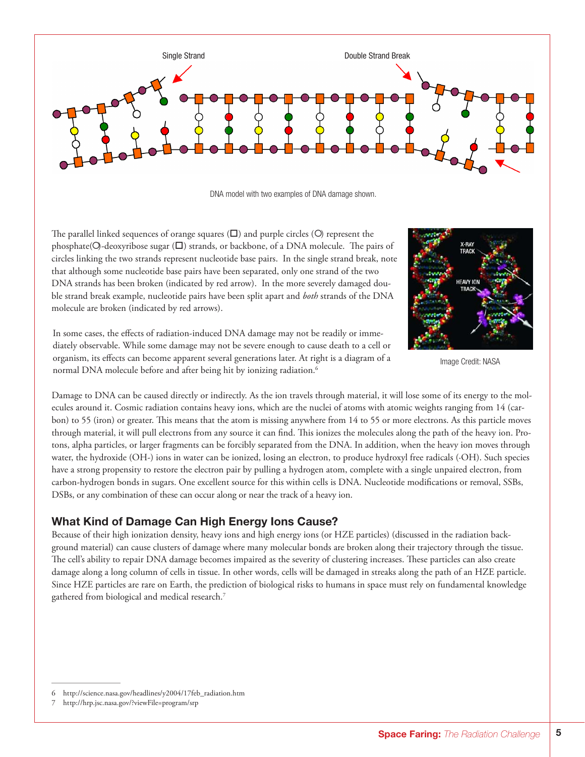Single Strand

Double Strand Break

DNA model with two examples of DNA damage shown.

The parallel linked sequences of orange squares (□) and purple circles (○) represent the phosphate(○)-deoxyribose sugar (□) strands, or backbone, of a DNA molecule. The pairs of circles linking the two strands represent nucleotide base pairs. In the single strand break, note that although some nucleotide base pairs have been separated, only one strand of the two DNA strands has been broken (indicated by red arrow). In the more severely damaged double strand break example, nucleotide pairs have been split apart and *both* strands of the DNA molecule are broken (indicated by red arrows).

In some cases, the effects of radiation-induced DNA damage may not be readily or immediately observable. While some damage may not be severe enough to cause death to a cell or organism, its effects can become apparent several generations later. At right is a diagram of a normal DNA molecule before and after being hit by ionizing radiation.[6]

X-RAY TRACK

HEAVY ION TRACK

Image Credit: NASA

Damage to DNA can be caused directly or indirectly. As the ion travels through material, it will lose some of its energy to the molecules around it. Cosmic radiation contains heavy ions, which are the nuclei of atoms with atomic weights ranging from 14 (carbon) to 55 (iron) or greater. This means that the atom is missing anywhere from 14 to 55 or more electrons. As this particle moves through material, it will pull electrons from any source it can find. This ionizes the molecules along the path of the heavy ion. Protons, alpha particles, or larger fragments can be forcibly separated from the DNA. In addition, when the heavy ion moves through water, the hydroxide (OH-) ions in water can be ionized, losing an electron, to produce hydroxyl free radicals (·OH). Such species have a strong propensity to restore the electron pair by pulling a hydrogen atom, complete with a single unpaired electron, from carbon-hydrogen bonds in sugars. One excellent source for this within cells is DNA. Nucleotide modifications or removal, SSBs, DSBs, or any combination of these can occur along or near the track of a heavy ion.

## What Kind of Damage Can High Energy Ions Cause?

Because of their high ionization density, heavy ions and high energy ions (or HZE particles) (discussed in the radiation background material) can cause clusters of damage where many molecular bonds are broken along their trajectory through the tissue. The cell's ability to repair DNA damage becomes impaired as the severity of clustering increases. These particles can also create damage along a long column of cells in tissue. In other words, cells will be damaged in streaks along the path of an HZE particle. Since HZE particles are rare on Earth, the prediction of biological risks to humans in space must rely on fundamental knowledge gathered from biological and medical research.[7]

---

6 http://science.nasa.gov/headlines/y2004/17feb_radiation.htm

7 http://hrp.jsc.nasa.gov/?viewFile=program/srp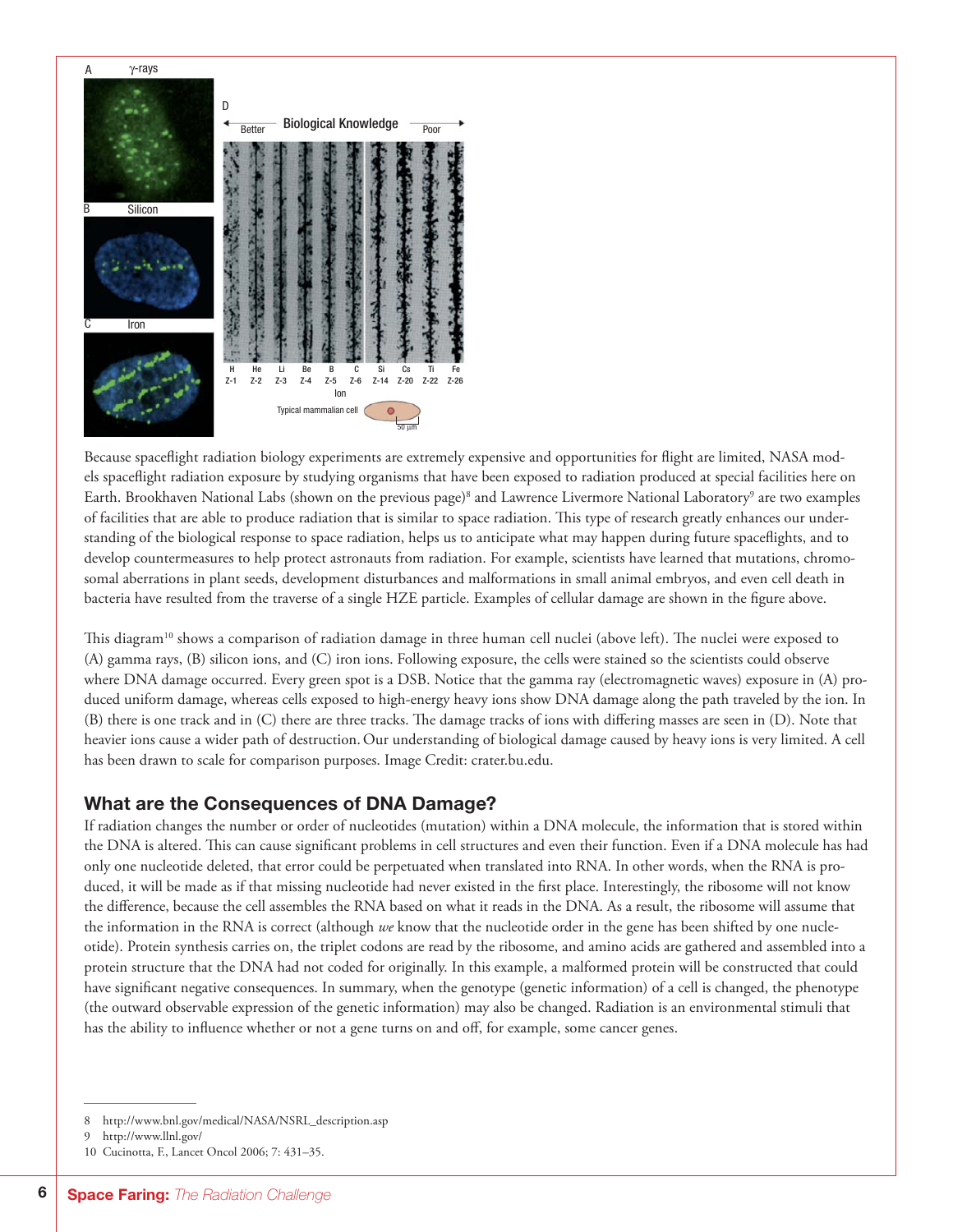Because spaceflight radiation biology experiments are extremely expensive and opportunities for flight are limited, NASA models spaceflight radiation exposure by studying organisms that have been exposed to radiation produced at special facilities here on Earth. Brookhaven National Labs (shown on the previous page)[8] and Lawrence Livermore National Laboratory[9] are two examples of facilities that are able to produce radiation that is similar to space radiation. This type of research greatly enhances our understanding of the biological response to space radiation, helps us to anticipate what may happen during future spaceflights, and to develop countermeasures to help protect astronauts from radiation. For example, scientists have learned that mutations, chromosomal aberrations in plant seeds, development disturbances and malformations in small animal embryos, and even cell death in bacteria have resulted from the traverse of a single HZE particle. Examples of cellular damage are shown in the figure above.

This diagram[10] shows a comparison of radiation damage in three human cell nuclei (above left). The nuclei were exposed to (A) gamma rays, (B) silicon ions, and (C) iron ions. Following exposure, the cells were stained so the scientists could observe where DNA damage occurred. Every green spot is a DSB. Notice that the gamma ray (electromagnetic waves) exposure in (A) produced uniform damage, whereas cells exposed to high-energy heavy ions show DNA damage along the path traveled by the ion. In (B) there is one track and in (C) there are three tracks. The damage tracks of ions with differing masses are seen in (D). Note that heavier ions cause a wider path of destruction. Our understanding of biological damage caused by heavy ions is very limited. A cell has been drawn to scale for comparison purposes. Image Credit: crater.bu.edu.

## What are the Consequences of DNA Damage?

If radiation changes the number or order of nucleotides (mutation) within a DNA molecule, the information that is stored within the DNA is altered. This can cause significant problems in cell structures and even their function. Even if a DNA molecule has had only one nucleotide deleted, that error could be perpetuated when translated into RNA. In other words, when the RNA is produced, it will be made as if that missing nucleotide had never existed in the first place. Interestingly, the ribosome will not know the difference, because the cell assembles the RNA based on what it reads in the DNA. As a result, the ribosome will assume that the information in the RNA is correct (although *we* know that the nucleotide order in the gene has been shifted by one nucleotide). Protein synthesis carries on, the triplet codons are read by the ribosome, and amino acids are gathered and assembled into a protein structure that the DNA had not coded for originally. In this example, a malformed protein will be constructed that could have significant negative consequences. In summary, when the genotype (genetic information) of a cell is changed, the phenotype (the outward observable expression of the genetic information) may also be changed. Radiation is an environmental stimuli that has the ability to influence whether or not a gene turns on and off, for example, some cancer genes.

---

8 http://www.bnl.gov/medical/NASA/NSRL_description.asp

9 http://www.llnl.gov/

10 Cucinotta, F., Lancet Oncol 2006; 7: 431–35.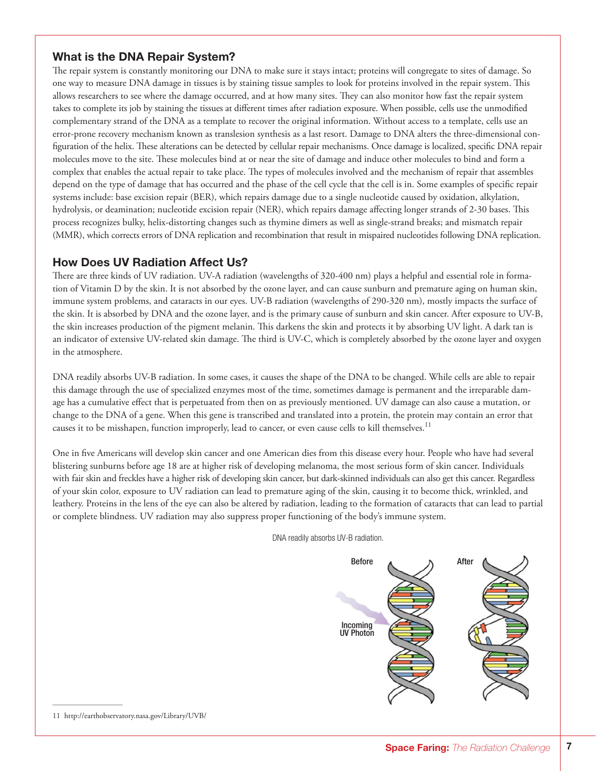## What is the DNA Repair System?

The repair system is constantly monitoring our DNA to make sure it stays intact; proteins will congregate to sites of damage. So one way to measure DNA damage in tissues is by staining tissue samples to look for proteins involved in the repair system. This allows researchers to see where the damage occurred, and at how many sites. They can also monitor how fast the repair system takes to complete its job by staining the tissues at different times after radiation exposure. When possible, cells use the unmodified complementary strand of the DNA as a template to recover the original information. Without access to a template, cells use an error-prone recovery mechanism known as translesion synthesis as a last resort. Damage to DNA alters the three-dimensional configuration of the helix. These alterations can be detected by cellular repair mechanisms. Once damage is localized, specific DNA repair molecules move to the site. These molecules bind at or near the site of damage and induce other molecules to bind and form a complex that enables the actual repair to take place. The types of molecules involved and the mechanism of repair that assembles depend on the type of damage that has occurred and the phase of the cell cycle that the cell is in. Some examples of specific repair systems include: base excision repair (BER), which repairs damage due to a single nucleotide caused by oxidation, alkylation, hydrolysis, or deamination; nucleotide excision repair (NER), which repairs damage affecting longer strands of 2-30 bases. This process recognizes bulky, helix-distorting changes such as thymine dimers as well as single-strand breaks; and mismatch repair (MMR), which corrects errors of DNA replication and recombination that result in mispaired nucleotides following DNA replication.

## How Does UV Radiation Affect Us?

There are three kinds of UV radiation. UV-A radiation (wavelengths of 320-400 nm) plays a helpful and essential role in formation of Vitamin D by the skin. It is not absorbed by the ozone layer, and can cause sunburn and premature aging on human skin, immune system problems, and cataracts in our eyes. UV-B radiation (wavelengths of 290-320 nm), mostly impacts the surface of the skin. It is absorbed by DNA and the ozone layer, and is the primary cause of sunburn and skin cancer. After exposure to UV-B, the skin increases production of the pigment melanin. This darkens the skin and protects it by absorbing UV light. A dark tan is an indicator of extensive UV-related skin damage. The third is UV-C, which is completely absorbed by the ozone layer and oxygen in the atmosphere.

DNA readily absorbs UV-B radiation. In some cases, it causes the shape of the DNA to be changed. While cells are able to repair this damage through the use of specialized enzymes most of the time, sometimes damage is permanent and the irreparable damage has a cumulative effect that is perpetuated from then on as previously mentioned. UV damage can also cause a mutation, or change to the DNA of a gene. When this gene is transcribed and translated into a protein, the protein may contain an error that causes it to be misshapen, function improperly, lead to cancer, or even cause cells to kill themselves.[11]

One in five Americans will develop skin cancer and one American dies from this disease every hour. People who have had several blistering sunburns before age 18 are at higher risk of developing melanoma, the most serious form of skin cancer. Individuals with fair skin and freckles have a higher risk of developing skin cancer, but dark-skinned individuals can also get this cancer. Regardless of your skin color, exposure to UV radiation can lead to premature aging of the skin, causing it to become thick, wrinkled, and leathery. Proteins in the lens of the eye can also be altered by radiation, leading to the formation of cataracts that can lead to partial or complete blindness. UV radiation may also suppress proper functioning of the body's immune system.

DNA readily absorbs UV-B radiation.

Before

After

Incoming UV Photon

11 http://earthobservatory.nasa.gov/Library/UVB/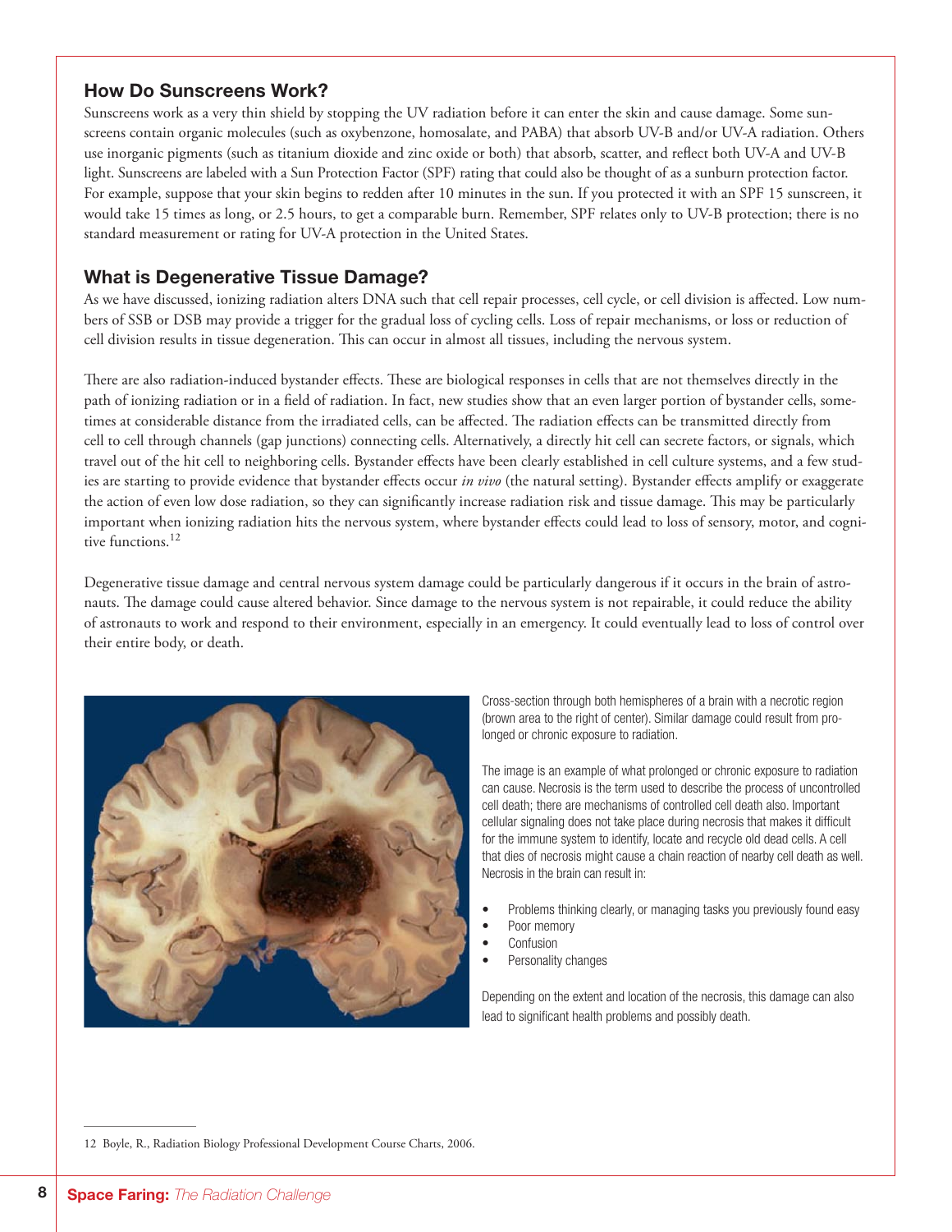## How Do Sunscreens Work?

Sunscreens work as a very thin shield by stopping the UV radiation before it can enter the skin and cause damage. Some sunscreens contain organic molecules (such as oxybenzone, homosalate, and PABA) that absorb UV-B and/or UV-A radiation. Others use inorganic pigments (such as titanium dioxide and zinc oxide or both) that absorb, scatter, and reflect both UV-A and UV-B light. Sunscreens are labeled with a Sun Protection Factor (SPF) rating that could also be thought of as a sunburn protection factor. For example, suppose that your skin begins to redden after 10 minutes in the sun. If you protected it with an SPF 15 sunscreen, it would take 15 times as long, or 2.5 hours, to get a comparable burn. Remember, SPF relates only to UV-B protection; there is no standard measurement or rating for UV-A protection in the United States.

## What is Degenerative Tissue Damage?

As we have discussed, ionizing radiation alters DNA such that cell repair processes, cell cycle, or cell division is affected. Low numbers of SSB or DSB may provide a trigger for the gradual loss of cycling cells. Loss of repair mechanisms, or loss or reduction of cell division results in tissue degeneration. This can occur in almost all tissues, including the nervous system.

There are also radiation-induced bystander effects. These are biological responses in cells that are not themselves directly in the path of ionizing radiation or in a field of radiation. In fact, new studies show that an even larger portion of bystander cells, sometimes at considerable distance from the irradiated cells, can be affected. The radiation effects can be transmitted directly from cell to cell through channels (gap junctions) connecting cells. Alternatively, a directly hit cell can secrete factors, or signals, which travel out of the hit cell to neighboring cells. Bystander effects have been clearly established in cell culture systems, and a few studies are starting to provide evidence that bystander effects occur *in vivo* (the natural setting). Bystander effects amplify or exaggerate the action of even low dose radiation, so they can significantly increase radiation risk and tissue damage. This may be particularly important when ionizing radiation hits the nervous system, where bystander effects could lead to loss of sensory, motor, and cognitive functions.[12]

Degenerative tissue damage and central nervous system damage could be particularly dangerous if it occurs in the brain of astronauts. The damage could cause altered behavior. Since damage to the nervous system is not repairable, it could reduce the ability of astronauts to work and respond to their environment, especially in an emergency. It could eventually lead to loss of control over their entire body, or death.

Cross-section through both hemispheres of a brain with a necrotic region (brown area to the right of center). Similar damage could result from prolonged or chronic exposure to radiation.

The image is an example of what prolonged or chronic exposure to radiation can cause. Necrosis is the term used to describe the process of uncontrolled cell death; there are mechanisms of controlled cell death also. Important cellular signaling does not take place during necrosis that makes it difficult for the immune system to identify, locate and recycle old dead cells. A cell that dies of necrosis might cause a chain reaction of nearby cell death as well. Necrosis in the brain can result in:

- Problems thinking clearly, or managing tasks you previously found easy
- Poor memory
- Confusion
- Personality changes

Depending on the extent and location of the necrosis, this damage can also lead to significant health problems and possibly death.

---

12 Boyle, R., Radiation Biology Professional Development Course Charts, 2006.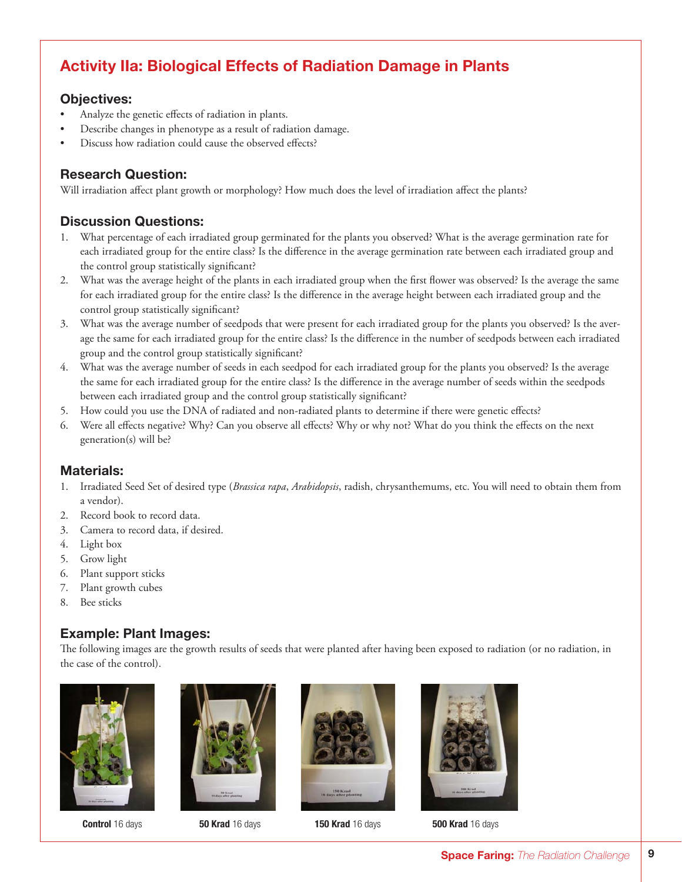## Activity IIa: Biological Effects of Radiation Damage in Plants

### Objectives:

- Analyze the genetic effects of radiation in plants.
- Describe changes in phenotype as a result of radiation damage.
- Discuss how radiation could cause the observed effects?

### Research Question:

Will irradiation affect plant growth or morphology? How much does the level of irradiation affect the plants?

### Discussion Questions:

1. What percentage of each irradiated group germinated for the plants you observed? What is the average germination rate for each irradiated group for the entire class? Is the difference in the average germination rate between each irradiated group and the control group statistically significant?
2. What was the average height of the plants in each irradiated group when the first flower was observed? Is the average the same for each irradiated group for the entire class? Is the difference in the average height between each irradiated group and the control group statistically significant?
3. What was the average number of seedpods that were present for each irradiated group for the plants you observed? Is the average the same for each irradiated group for the entire class? Is the difference in the number of seedpods between each irradiated group and the control group statistically significant?
4. What was the average number of seeds in each seedpod for each irradiated group for the plants you observed? Is the average the same for each irradiated group for the entire class? Is the difference in the average number of seeds within the seedpods between each irradiated group and the control group statistically significant?
5. How could you use the DNA of radiated and non-radiated plants to determine if there were genetic effects?
6. Were all effects negative? Why? Can you observe all effects? Why or why not? What do you think the effects on the next generation(s) will be?

### Materials:

1. Irradiated Seed Set of desired type (*Brassica rapa*, *Arabidopsis*, radish, chrysanthemums, etc. You will need to obtain them from a vendor).
2. Record book to record data.
3. Camera to record data, if desired.
4. Light box
5. Grow light
6. Plant support sticks
7. Plant growth cubes
8. Bee sticks

### Example: Plant Images:

The following images are the growth results of seeds that were planted after having been exposed to radiation (or no radiation, in the case of the control).

**Control** 16 days

**50 Krad** 16 days

**150 Krad** 16 days

**500 Krad** 16 days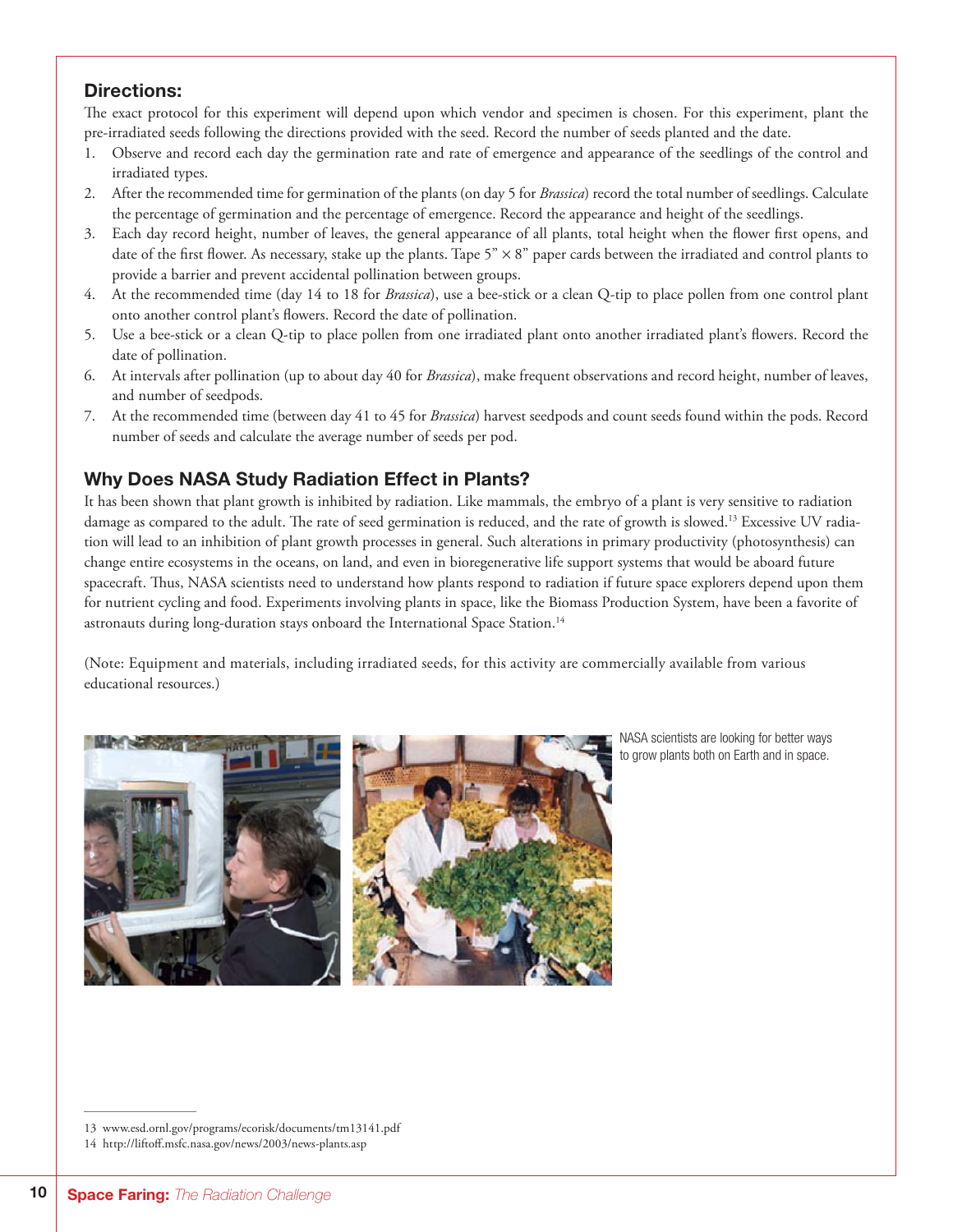## Directions:

The exact protocol for this experiment will depend upon which vendor and specimen is chosen. For this experiment, plant the pre-irradiated seeds following the directions provided with the seed. Record the number of seeds planted and the date.

1. Observe and record each day the germination rate and rate of emergence and appearance of the seedlings of the control and irradiated types.
2. After the recommended time for germination of the plants (on day 5 for *Brassica*) record the total number of seedlings. Calculate the percentage of germination and the percentage of emergence. Record the appearance and height of the seedlings.
3. Each day record height, number of leaves, the general appearance of all plants, total height when the flower first opens, and date of the first flower. As necessary, stake up the plants. Tape 5" × 8" paper cards between the irradiated and control plants to provide a barrier and prevent accidental pollination between groups.
4. At the recommended time (day 14 to 18 for *Brassica*), use a bee-stick or a clean Q-tip to place pollen from one control plant onto another control plant's flowers. Record the date of pollination.
5. Use a bee-stick or a clean Q-tip to place pollen from one irradiated plant onto another irradiated plant's flowers. Record the date of pollination.
6. At intervals after pollination (up to about day 40 for *Brassica*), make frequent observations and record height, number of leaves, and number of seedpods.
7. At the recommended time (between day 41 to 45 for *Brassica*) harvest seedpods and count seeds found within the pods. Record number of seeds and calculate the average number of seeds per pod.

## Why Does NASA Study Radiation Effect in Plants?

It has been shown that plant growth is inhibited by radiation. Like mammals, the embryo of a plant is very sensitive to radiation damage as compared to the adult. The rate of seed germination is reduced, and the rate of growth is slowed.[13] Excessive UV radiation will lead to an inhibition of plant growth processes in general. Such alterations in primary productivity (photosynthesis) can change entire ecosystems in the oceans, on land, and even in bioregenerative life support systems that would be aboard future spacecraft. Thus, NASA scientists need to understand how plants respond to radiation if future space explorers depend upon them for nutrient cycling and food. Experiments involving plants in space, like the Biomass Production System, have been a favorite of astronauts during long-duration stays onboard the International Space Station.[14]

(Note: Equipment and materials, including irradiated seeds, for this activity are commercially available from various educational resources.)

NASA scientists are looking for better ways to grow plants both on Earth and in space.

---

13 www.esd.ornl.gov/programs/ecorisk/documents/tm13141.pdf

14 http://liftoff.msfc.nasa.gov/news/2003/news-plants.asp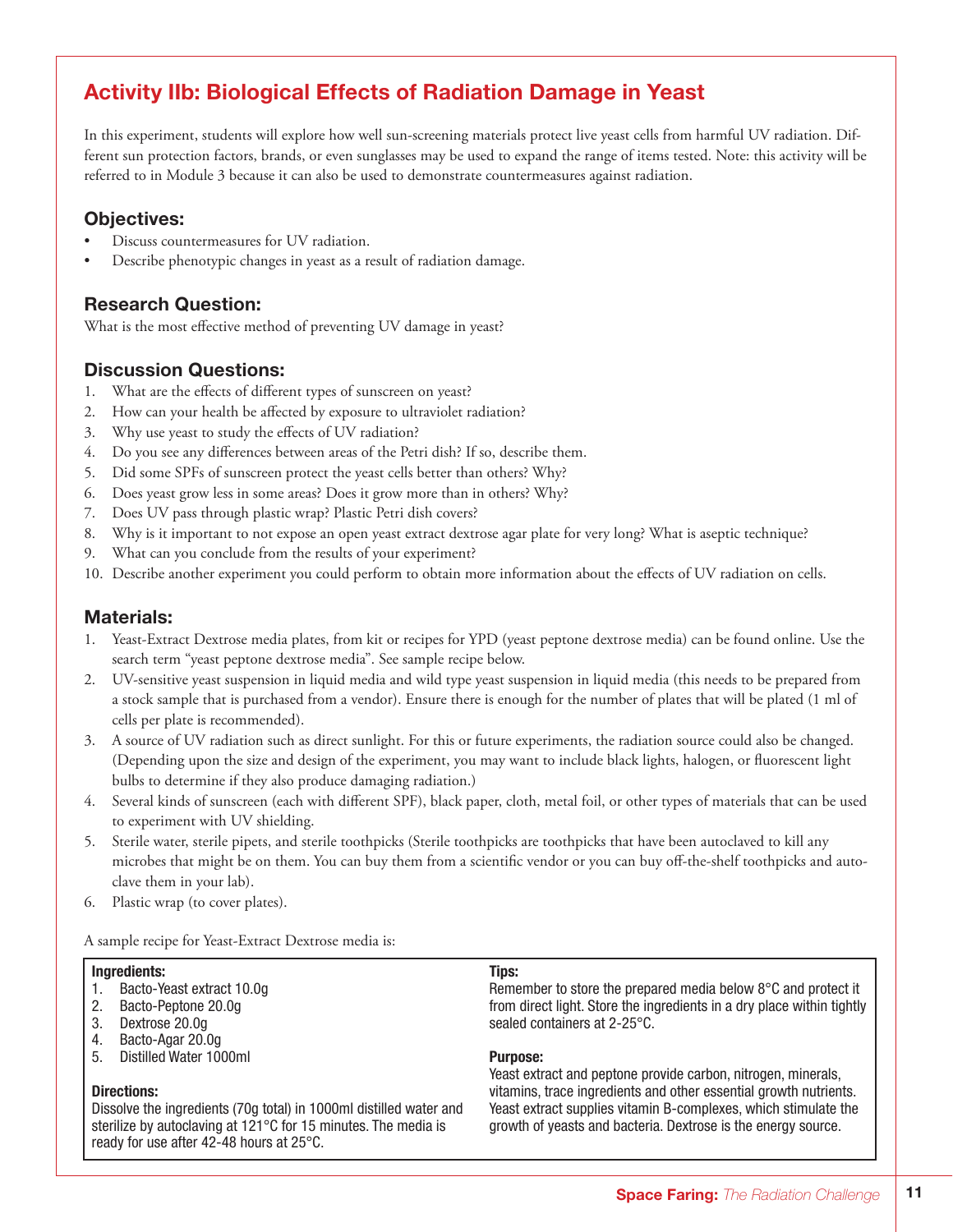## Activity IIb: Biological Effects of Radiation Damage in Yeast

In this experiment, students will explore how well sun-screening materials protect live yeast cells from harmful UV radiation. Different sun protection factors, brands, or even sunglasses may be used to expand the range of items tested. Note: this activity will be referred to in Module 3 because it can also be used to demonstrate countermeasures against radiation.

### Objectives:

- Discuss countermeasures for UV radiation.
- Describe phenotypic changes in yeast as a result of radiation damage.

### Research Question:

What is the most effective method of preventing UV damage in yeast?

### Discussion Questions:

1. What are the effects of different types of sunscreen on yeast?
2. How can your health be affected by exposure to ultraviolet radiation?
3. Why use yeast to study the effects of UV radiation?
4. Do you see any differences between areas of the Petri dish? If so, describe them.
5. Did some SPFs of sunscreen protect the yeast cells better than others? Why?
6. Does yeast grow less in some areas? Does it grow more than in others? Why?
7. Does UV pass through plastic wrap? Plastic Petri dish covers?
8. Why is it important to not expose an open yeast extract dextrose agar plate for very long? What is aseptic technique?
9. What can you conclude from the results of your experiment?
10. Describe another experiment you could perform to obtain more information about the effects of UV radiation on cells.

### Materials:

1. Yeast-Extract Dextrose media plates, from kit or recipes for YPD (yeast peptone dextrose media) can be found online. Use the search term "yeast peptone dextrose media". See sample recipe below.
2. UV-sensitive yeast suspension in liquid media and wild type yeast suspension in liquid media (this needs to be prepared from a stock sample that is purchased from a vendor). Ensure there is enough for the number of plates that will be plated (1 ml of cells per plate is recommended).
3. A source of UV radiation such as direct sunlight. For this or future experiments, the radiation source could also be changed. (Depending upon the size and design of the experiment, you may want to include black lights, halogen, or fluorescent light bulbs to determine if they also produce damaging radiation.)
4. Several kinds of sunscreen (each with different SPF), black paper, cloth, metal foil, or other types of materials that can be used to experiment with UV shielding.
5. Sterile water, sterile pipets, and sterile toothpicks (Sterile toothpicks are toothpicks that have been autoclaved to kill any microbes that might be on them. You can buy them from a scientific vendor or you can buy off-the-shelf toothpicks and autoclave them in your lab).
6. Plastic wrap (to cover plates).

A sample recipe for Yeast-Extract Dextrose media is:

**Ingredients:**

1. Bacto-Yeast extract 10.0g
2. Bacto-Peptone 20.0g
3. Dextrose 20.0g
4. Bacto-Agar 20.0g
5. Distilled Water 1000ml

**Directions:**

Dissolve the ingredients (70g total) in 1000ml distilled water and sterilize by autoclaving at 121°C for 15 minutes. The media is ready for use after 42-48 hours at 25°C.

**Tips:**

Remember to store the prepared media below 8°C and protect it from direct light. Store the ingredients in a dry place within tightly sealed containers at 2-25°C.

**Purpose:**

Yeast extract and peptone provide carbon, nitrogen, minerals, vitamins, trace ingredients and other essential growth nutrients. Yeast extract supplies vitamin B-complexes, which stimulate the growth of yeasts and bacteria. Dextrose is the energy source.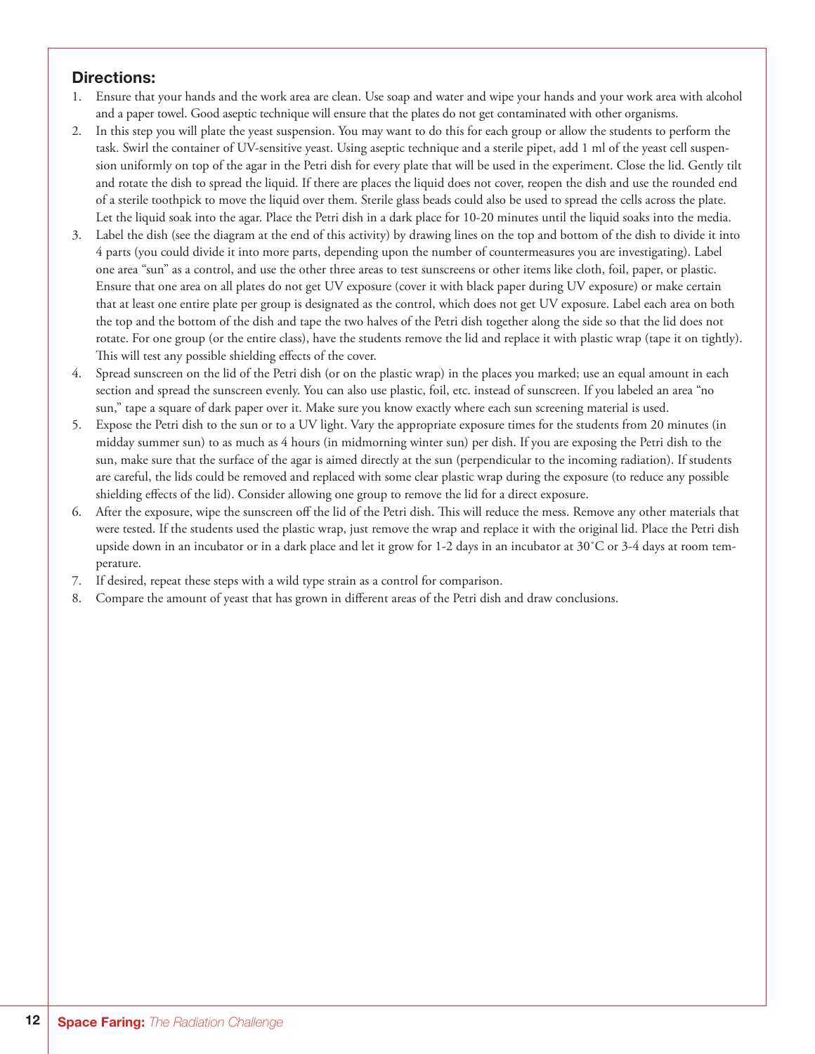### Directions:

1. Ensure that your hands and the work area are clean. Use soap and water and wipe your hands and your work area with alcohol and a paper towel. Good aseptic technique will ensure that the plates do not get contaminated with other organisms.
2. In this step you will plate the yeast suspension. You may want to do this for each group or allow the students to perform the task. Swirl the container of UV-sensitive yeast. Using aseptic technique and a sterile pipet, add 1 ml of the yeast cell suspension uniformly on top of the agar in the Petri dish for every plate that will be used in the experiment. Close the lid. Gently tilt and rotate the dish to spread the liquid. If there are places the liquid does not cover, reopen the dish and use the rounded end of a sterile toothpick to move the liquid over them. Sterile glass beads could also be used to spread the cells across the plate. Let the liquid soak into the agar. Place the Petri dish in a dark place for 10-20 minutes until the liquid soaks into the media.
3. Label the dish (see the diagram at the end of this activity) by drawing lines on the top and bottom of the dish to divide it into 4 parts (you could divide it into more parts, depending upon the number of countermeasures you are investigating). Label one area "sun" as a control, and use the other three areas to test sunscreens or other items like cloth, foil, paper, or plastic. Ensure that one area on all plates do not get UV exposure (cover it with black paper during UV exposure) or make certain that at least one entire plate per group is designated as the control, which does not get UV exposure. Label each area on both the top and the bottom of the dish and tape the two halves of the Petri dish together along the side so that the lid does not rotate. For one group (or the entire class), have the students remove the lid and replace it with plastic wrap (tape it on tightly). This will test any possible shielding effects of the cover.
4. Spread sunscreen on the lid of the Petri dish (or on the plastic wrap) in the places you marked; use an equal amount in each section and spread the sunscreen evenly. You can also use plastic, foil, etc. instead of sunscreen. If you labeled an area "no sun," tape a square of dark paper over it. Make sure you know exactly where each sun screening material is used.
5. Expose the Petri dish to the sun or to a UV light. Vary the appropriate exposure times for the students from 20 minutes (in midday summer sun) to as much as 4 hours (in midmorning winter sun) per dish. If you are exposing the Petri dish to the sun, make sure that the surface of the agar is aimed directly at the sun (perpendicular to the incoming radiation). If students are careful, the lids could be removed and replaced with some clear plastic wrap during the exposure (to reduce any possible shielding effects of the lid). Consider allowing one group to remove the lid for a direct exposure.
6. After the exposure, wipe the sunscreen off the lid of the Petri dish. This will reduce the mess. Remove any other materials that were tested. If the students used the plastic wrap, just remove the wrap and replace it with the original lid. Place the Petri dish upside down in an incubator or in a dark place and let it grow for 1-2 days in an incubator at 30˚C or 3-4 days at room temperature.
7. If desired, repeat these steps with a wild type strain as a control for comparison.
8. Compare the amount of yeast that has grown in different areas of the Petri dish and draw conclusions.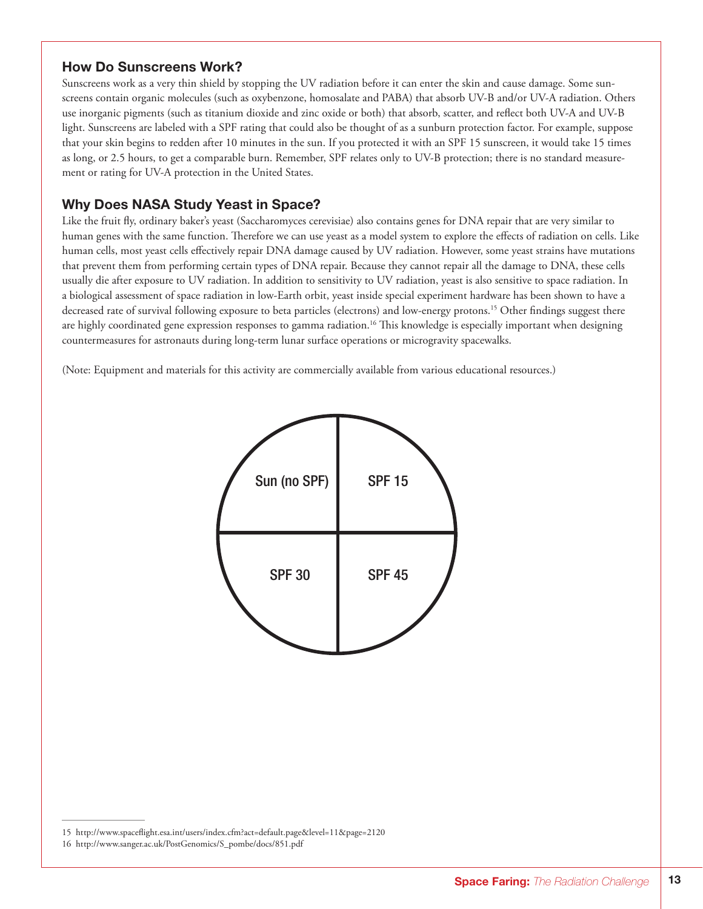## How Do Sunscreens Work?

Sunscreens work as a very thin shield by stopping the UV radiation before it can enter the skin and cause damage. Some sunscreens contain organic molecules (such as oxybenzone, homosalate and PABA) that absorb UV-B and/or UV-A radiation. Others use inorganic pigments (such as titanium dioxide and zinc oxide or both) that absorb, scatter, and reflect both UV-A and UV-B light. Sunscreens are labeled with a SPF rating that could also be thought of as a sunburn protection factor. For example, suppose that your skin begins to redden after 10 minutes in the sun. If you protected it with an SPF 15 sunscreen, it would take 15 times as long, or 2.5 hours, to get a comparable burn. Remember, SPF relates only to UV-B protection; there is no standard measurement or rating for UV-A protection in the United States.

## Why Does NASA Study Yeast in Space?

Like the fruit fly, ordinary baker's yeast (Saccharomyces cerevisiae) also contains genes for DNA repair that are very similar to human genes with the same function. Therefore we can use yeast as a model system to explore the effects of radiation on cells. Like human cells, most yeast cells effectively repair DNA damage caused by UV radiation. However, some yeast strains have mutations that prevent them from performing certain types of DNA repair. Because they cannot repair all the damage to DNA, these cells usually die after exposure to UV radiation. In addition to sensitivity to UV radiation, yeast is also sensitive to space radiation. In a biological assessment of space radiation in low-Earth orbit, yeast inside special experiment hardware has been shown to have a decreased rate of survival following exposure to beta particles (electrons) and low-energy protons.[15] Other findings suggest there are highly coordinated gene expression responses to gamma radiation.[16] This knowledge is especially important when designing countermeasures for astronauts during long-term lunar surface operations or microgravity spacewalks.

(Note: Equipment and materials for this activity are commercially available from various educational resources.)

| Sun (no SPF) | SPF 15 |
|---|---|
| SPF 30 | SPF 45 |

15 http://www.spaceflight.esa.int/users/index.cfm?act=default.page&level=11&page=2120

16 http://www.sanger.ac.uk/PostGenomics/S_pombe/docs/851.pdf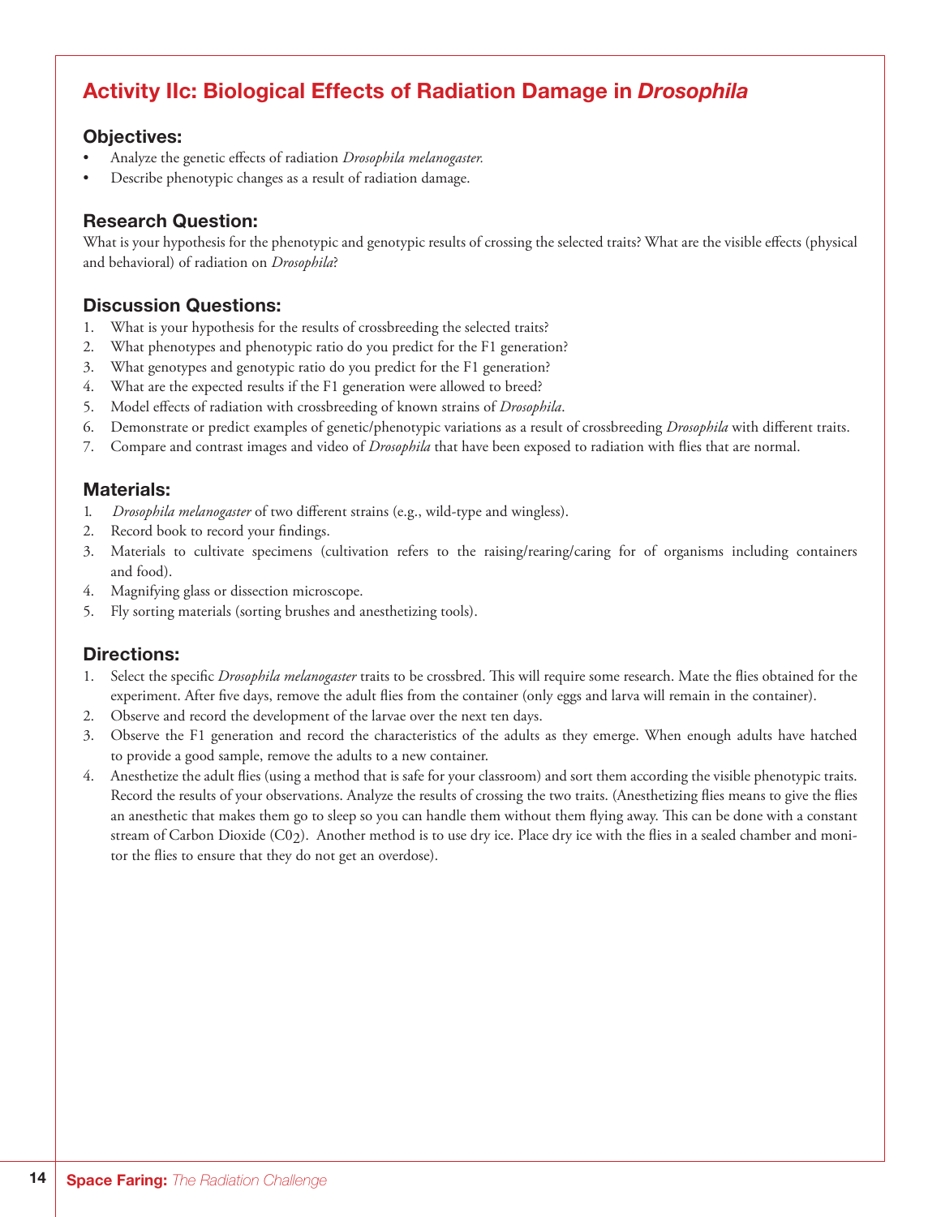## Activity IIc: Biological Effects of Radiation Damage in *Drosophila*

### Objectives:

- Analyze the genetic effects of radiation *Drosophila melanogaster.*
- Describe phenotypic changes as a result of radiation damage.

### Research Question:

What is your hypothesis for the phenotypic and genotypic results of crossing the selected traits? What are the visible effects (physical and behavioral) of radiation on *Drosophila*?

### Discussion Questions:

1. What is your hypothesis for the results of crossbreeding the selected traits?
2. What phenotypes and phenotypic ratio do you predict for the F1 generation?
3. What genotypes and genotypic ratio do you predict for the F1 generation?
4. What are the expected results if the F1 generation were allowed to breed?
5. Model effects of radiation with crossbreeding of known strains of *Drosophila*.
6. Demonstrate or predict examples of genetic/phenotypic variations as a result of crossbreeding *Drosophila* with different traits.
7. Compare and contrast images and video of *Drosophila* that have been exposed to radiation with flies that are normal.

### Materials:

1. *Drosophila melanogaster* of two different strains (e.g., wild-type and wingless).
2. Record book to record your findings.
3. Materials to cultivate specimens (cultivation refers to the raising/rearing/caring for of organisms including containers and food).
4. Magnifying glass or dissection microscope.
5. Fly sorting materials (sorting brushes and anesthetizing tools).

### Directions:

1. Select the specific *Drosophila melanogaster* traits to be crossbred. This will require some research. Mate the flies obtained for the experiment. After five days, remove the adult flies from the container (only eggs and larva will remain in the container).
2. Observe and record the development of the larvae over the next ten days.
3. Observe the F1 generation and record the characteristics of the adults as they emerge. When enough adults have hatched to provide a good sample, remove the adults to a new container.
4. Anesthetize the adult flies (using a method that is safe for your classroom) and sort them according the visible phenotypic traits. Record the results of your observations. Analyze the results of crossing the two traits. (Anesthetizing flies means to give the flies an anesthetic that makes them go to sleep so you can handle them without them flying away. This can be done with a constant stream of Carbon Dioxide ($C0_2$). Another method is to use dry ice. Place dry ice with the flies in a sealed chamber and monitor the flies to ensure that they do not get an overdose).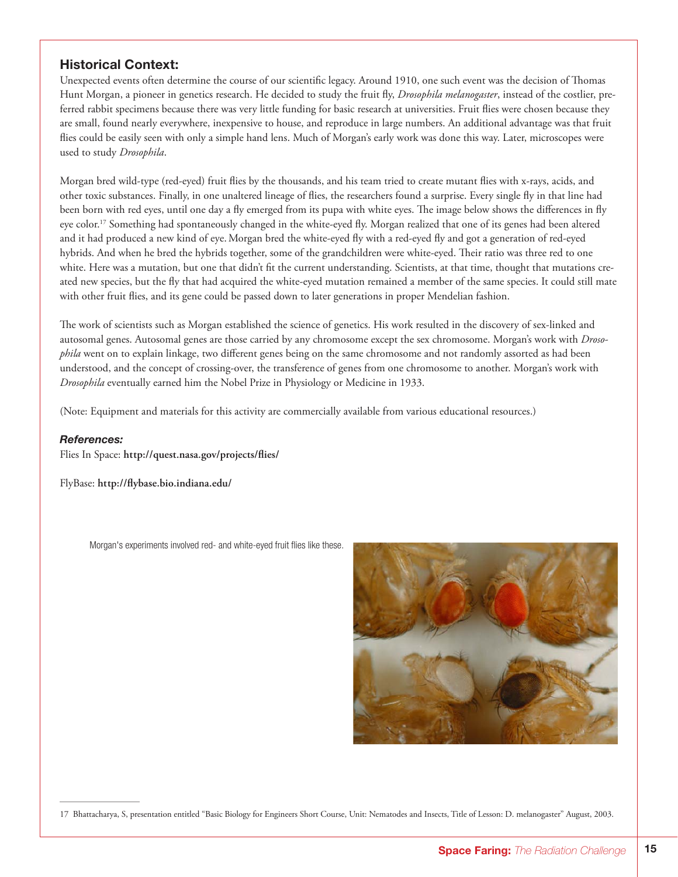## Historical Context:

Unexpected events often determine the course of our scientific legacy. Around 1910, one such event was the decision of Thomas Hunt Morgan, a pioneer in genetics research. He decided to study the fruit fly, *Drosophila melanogaster*, instead of the costlier, preferred rabbit specimens because there was very little funding for basic research at universities. Fruit flies were chosen because they are small, found nearly everywhere, inexpensive to house, and reproduce in large numbers. An additional advantage was that fruit flies could be easily seen with only a simple hand lens. Much of Morgan's early work was done this way. Later, microscopes were used to study *Drosophila*.

Morgan bred wild-type (red-eyed) fruit flies by the thousands, and his team tried to create mutant flies with x-rays, acids, and other toxic substances. Finally, in one unaltered lineage of flies, the researchers found a surprise. Every single fly in that line had been born with red eyes, until one day a fly emerged from its pupa with white eyes. The image below shows the differences in fly eye color.[17] Something had spontaneously changed in the white-eyed fly. Morgan realized that one of its genes had been altered and it had produced a new kind of eye. Morgan bred the white-eyed fly with a red-eyed fly and got a generation of red-eyed hybrids. And when he bred the hybrids together, some of the grandchildren were white-eyed. Their ratio was three red to one white. Here was a mutation, but one that didn't fit the current understanding. Scientists, at that time, thought that mutations created new species, but the fly that had acquired the white-eyed mutation remained a member of the same species. It could still mate with other fruit flies, and its gene could be passed down to later generations in proper Mendelian fashion.

The work of scientists such as Morgan established the science of genetics. His work resulted in the discovery of sex-linked and autosomal genes. Autosomal genes are those carried by any chromosome except the sex chromosome. Morgan's work with *Drosophila* went on to explain linkage, two different genes being on the same chromosome and not randomly assorted as had been understood, and the concept of crossing-over, the transference of genes from one chromosome to another. Morgan's work with *Drosophila* eventually earned him the Nobel Prize in Physiology or Medicine in 1933.

(Note: Equipment and materials for this activity are commercially available from various educational resources.)

### *References:*

Flies In Space: **http://quest.nasa.gov/projects/flies/**

FlyBase: **http://flybase.bio.indiana.edu/**

Morgan's experiments involved red- and white-eyed fruit flies like these.

---

17 Bhattacharya, S, presentation entitled "Basic Biology for Engineers Short Course, Unit: Nematodes and Insects, Title of Lesson: D. melanogaster" August, 2003.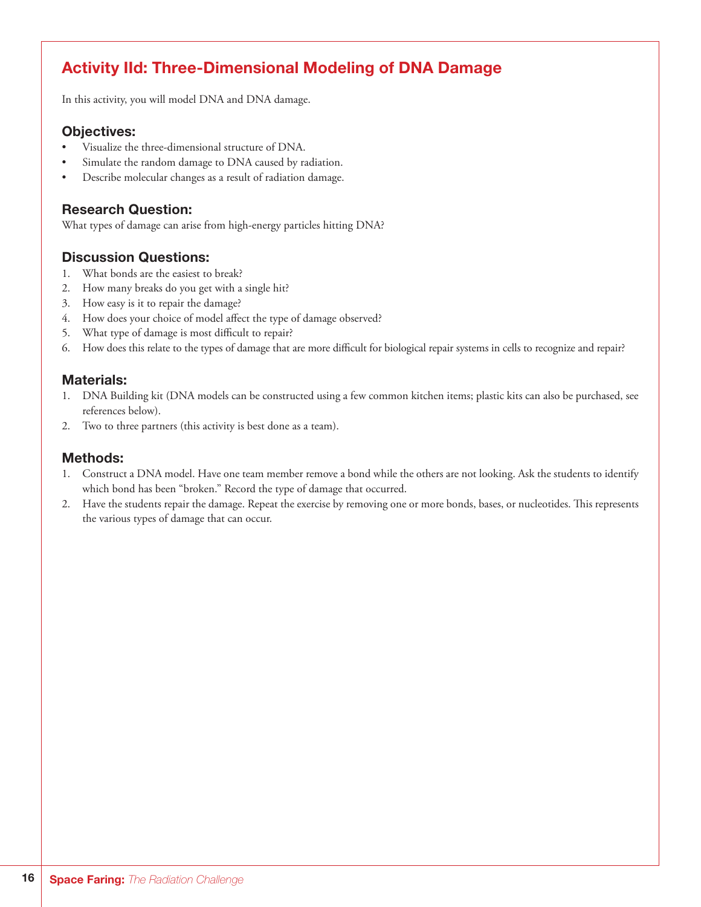## Activity IId: Three-Dimensional Modeling of DNA Damage

In this activity, you will model DNA and DNA damage.

### Objectives:

- Visualize the three-dimensional structure of DNA.
- Simulate the random damage to DNA caused by radiation.
- Describe molecular changes as a result of radiation damage.

### Research Question:

What types of damage can arise from high-energy particles hitting DNA?

### Discussion Questions:

1. What bonds are the easiest to break?
2. How many breaks do you get with a single hit?
3. How easy is it to repair the damage?
4. How does your choice of model affect the type of damage observed?
5. What type of damage is most difficult to repair?
6. How does this relate to the types of damage that are more difficult for biological repair systems in cells to recognize and repair?

### Materials:

1. DNA Building kit (DNA models can be constructed using a few common kitchen items; plastic kits can also be purchased, see references below).
2. Two to three partners (this activity is best done as a team).

### Methods:

1. Construct a DNA model. Have one team member remove a bond while the others are not looking. Ask the students to identify which bond has been "broken." Record the type of damage that occurred.
2. Have the students repair the damage. Repeat the exercise by removing one or more bonds, bases, or nucleotides. This represents the various types of damage that can occur.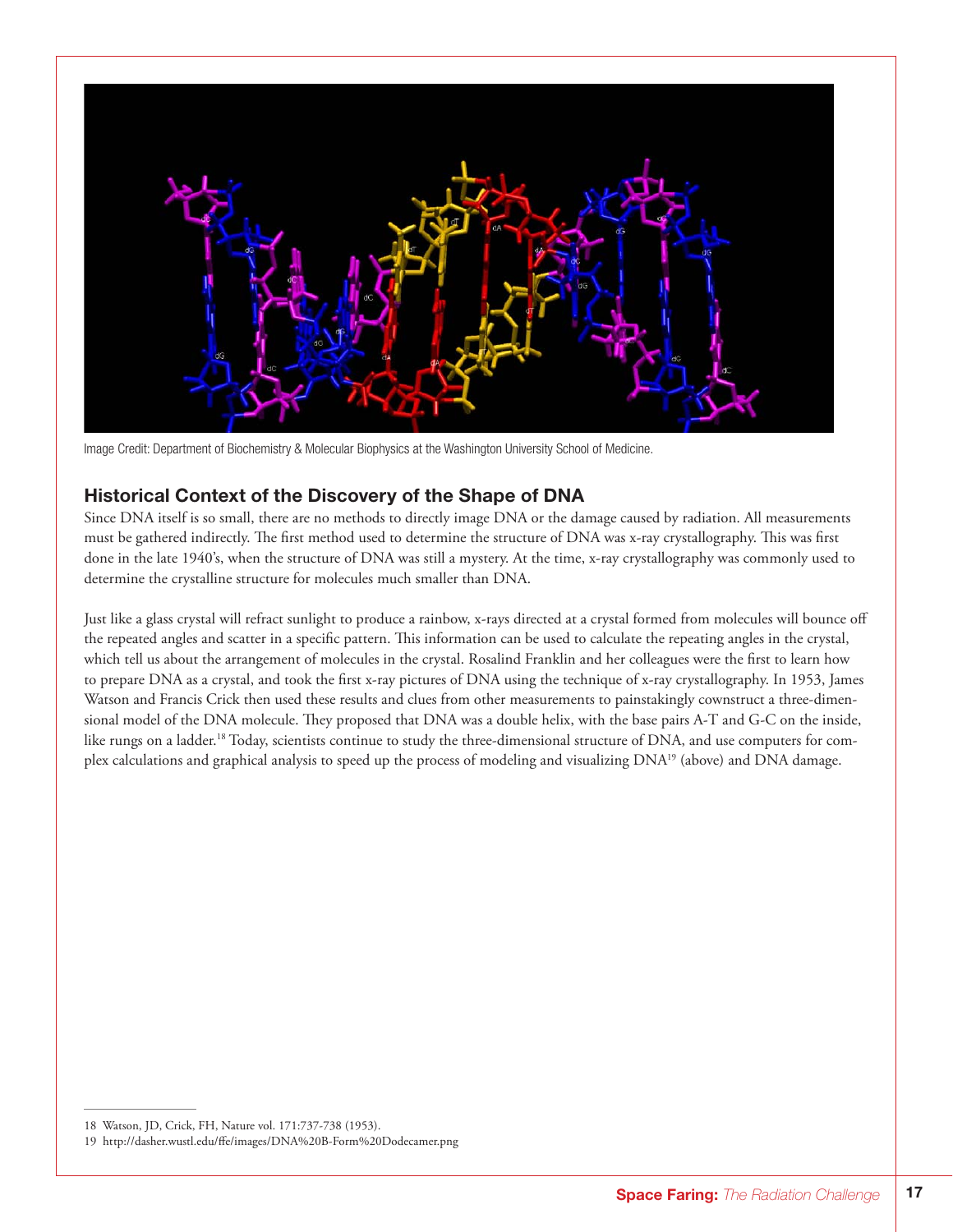Image Credit: Department of Biochemistry & Molecular Biophysics at the Washington University School of Medicine.

### Historical Context of the Discovery of the Shape of DNA

Since DNA itself is so small, there are no methods to directly image DNA or the damage caused by radiation. All measurements must be gathered indirectly. The first method used to determine the structure of DNA was x-ray crystallography. This was first done in the late 1940's, when the structure of DNA was still a mystery. At the time, x-ray crystallography was commonly used to determine the crystalline structure for molecules much smaller than DNA.

Just like a glass crystal will refract sunlight to produce a rainbow, x-rays directed at a crystal formed from molecules will bounce off the repeated angles and scatter in a specific pattern. This information can be used to calculate the repeating angles in the crystal, which tell us about the arrangement of molecules in the crystal. Rosalind Franklin and her colleagues were the first to learn how to prepare DNA as a crystal, and took the first x-ray pictures of DNA using the technique of x-ray crystallography. In 1953, James Watson and Francis Crick then used these results and clues from other measurements to painstakingly cownstruct a three-dimensional model of the DNA molecule. They proposed that DNA was a double helix, with the base pairs A-T and G-C on the inside, like rungs on a ladder.[18] Today, scientists continue to study the three-dimensional structure of DNA, and use computers for complex calculations and graphical analysis to speed up the process of modeling and visualizing DNA[19] (above) and DNA damage.

---

18 Watson, JD, Crick, FH, Nature vol. 171:737-738 (1953).

19 http://dasher.wustl.edu/ffe/images/DNA%20B-Form%20Dodecamer.png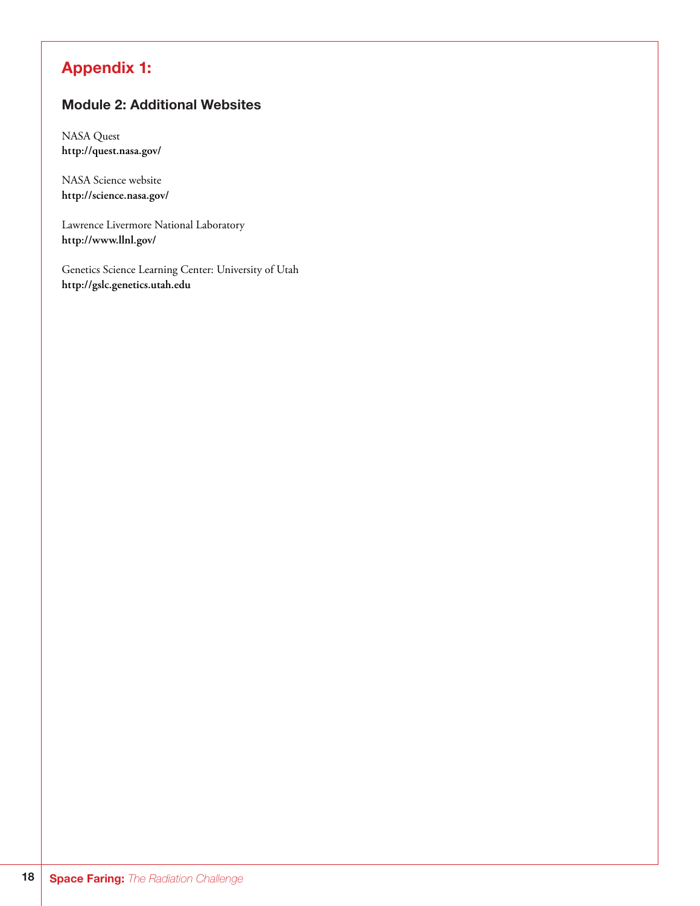# Appendix 1:

## Module 2: Additional Websites

NASA Quest
**http://quest.nasa.gov/**

NASA Science website
**http://science.nasa.gov/**

Lawrence Livermore National Laboratory
**http://www.llnl.gov/**

Genetics Science Learning Center: University of Utah
**http://gslc.genetics.utah.edu**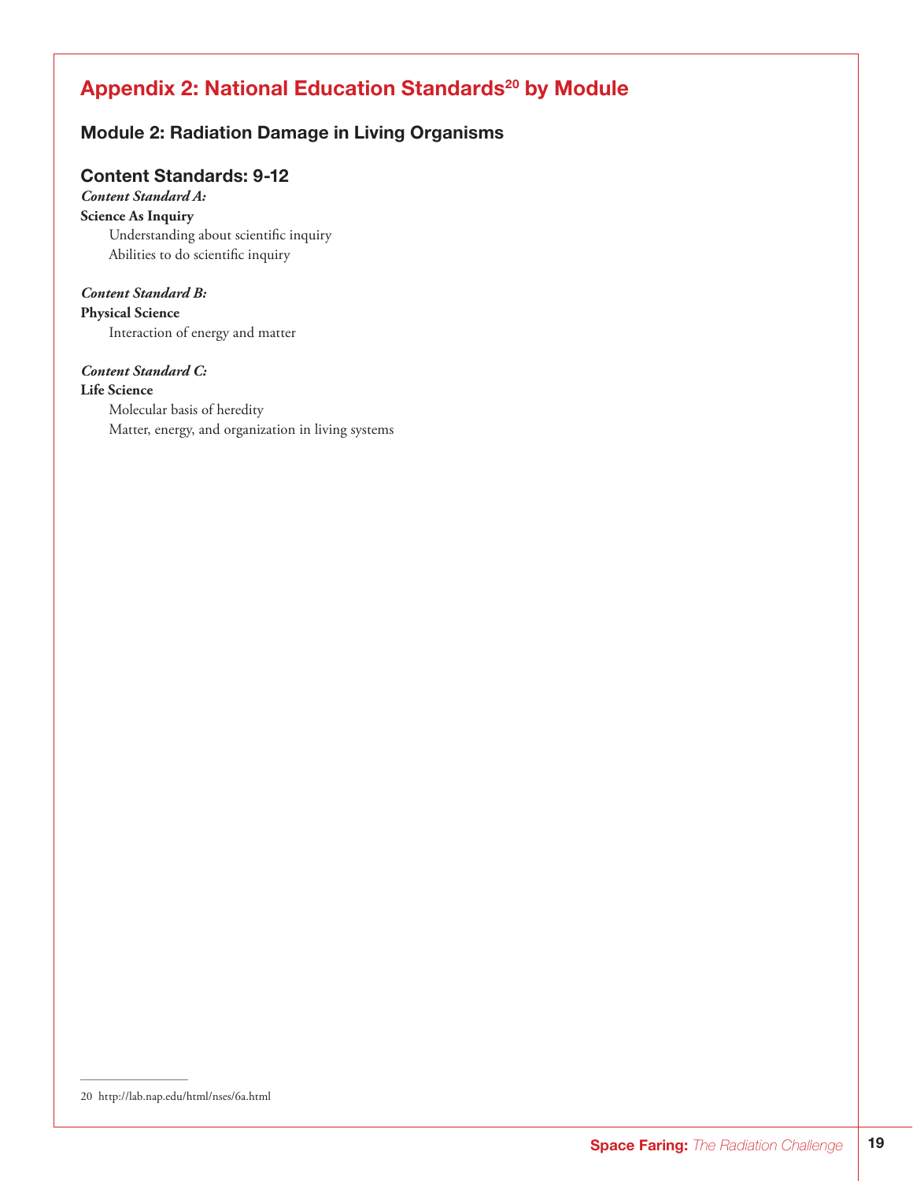# Appendix 2: National Education Standards[20] by Module

## Module 2: Radiation Damage in Living Organisms

### Content Standards: 9-12

***Content Standard A:***

**Science As Inquiry**

Understanding about scientific inquiry

Abilities to do scientific inquiry

***Content Standard B:***

**Physical Science**

Interaction of energy and matter

***Content Standard C:***

**Life Science**

Molecular basis of heredity

Matter, energy, and organization in living systems

---

20 http://lab.nap.edu/html/nses/6a.html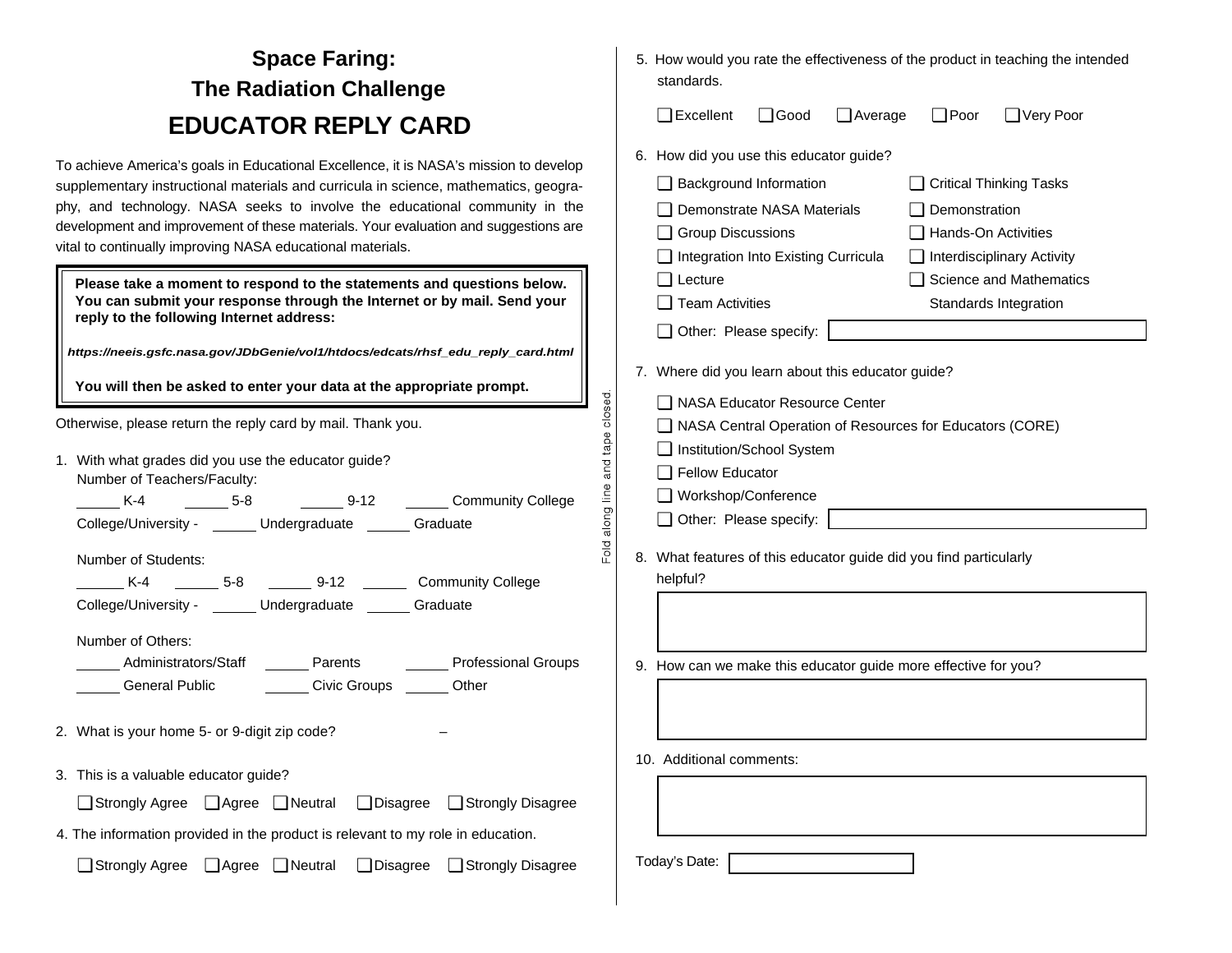# Space Faring: The Radiation Challenge

# EDUCATOR REPLY CARD

To achieve America's goals in Educational Excellence, it is NASA's mission to develop supplementary instructional materials and curricula in science, mathematics, geography, and technology. NASA seeks to involve the educational community in the development and improvement of these materials. Your evaluation and suggestions are vital to continually improving NASA educational materials.

> **Please take a moment to respond to the statements and questions below. You can submit your response through the Internet or by mail. Send your reply to the following Internet address:**
>
> ***https://neeis.gsfc.nasa.gov/JDbGenie/vol1/htdocs/edcats/rhsf_edu_reply_card.html***
>
> **You will then be asked to enter your data at the appropriate prompt.**

Otherwise, please return the reply card by mail. Thank you.

1. With what grades did you use the educator guide?
   Number of Teachers/Faculty:
   ______ K-4 ______ 5-8 ______ 9-12 ______ Community College
   College/University - ______ Undergraduate ______ Graduate

   Number of Students:
   ______ K-4 ______ 5-8 ______ 9-12 ______ Community College
   College/University - ______ Undergraduate ______ Graduate

   Number of Others:
   ______ Administrators/Staff ______ Parents ______ Professional Groups
   ______ General Public ______ Civic Groups ______ Other

2. What is your home 5- or 9-digit zip code? ______ – ______

3. This is a valuable educator guide?
   ❑ Strongly Agree ❑ Agree ❑ Neutral ❑ Disagree ❑ Strongly Disagree

4. The information provided in the product is relevant to my role in education.
   ❑ Strongly Agree ❑ Agree ❑ Neutral ❑ Disagree ❑ Strongly Disagree

Fold along line and tape closed.

5. How would you rate the effectiveness of the product in teaching the intended standards.
   ❑ Excellent ❑ Good ❑ Average ❑ Poor ❑ Very Poor

6. How did you use this educator guide?
   - ❑ Background Information
   - ❑ Critical Thinking Tasks
   - ❑ Demonstrate NASA Materials
   - ❑ Demonstration
   - ❑ Group Discussions
   - ❑ Hands-On Activities
   - ❑ Integration Into Existing Curricula
   - ❑ Interdisciplinary Activity
   - ❑ Lecture
   - ❑ Science and Mathematics Standards Integration
   - ❑ Team Activities
   - ❑ Other: Please specify: ______

7. Where did you learn about this educator guide?
   - ❑ NASA Educator Resource Center
   - ❑ NASA Central Operation of Resources for Educators (CORE)
   - ❑ Institution/School System
   - ❑ Fellow Educator
   - ❑ Workshop/Conference
   - ❑ Other: Please specify: ______

8. What features of this educator guide did you find particularly helpful?

9. How can we make this educator guide more effective for you?

10. Additional comments:

Today's Date: ______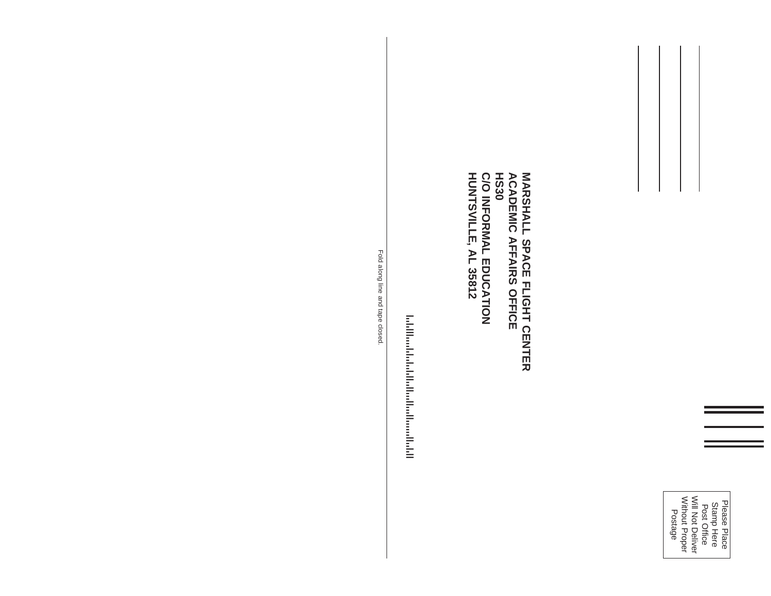Please Place
Stamp Here
Post Office
Will Not Deliver
Without Proper
Postage

**MARSHALL SPACE FLIGHT CENTER**
**ACADEMIC AFFAIRS OFFICE**
**HS30**
**C/O INFORMAL EDUCATION**
**HUNTSVILLE, AL 35812**

Fold along line and tape closed.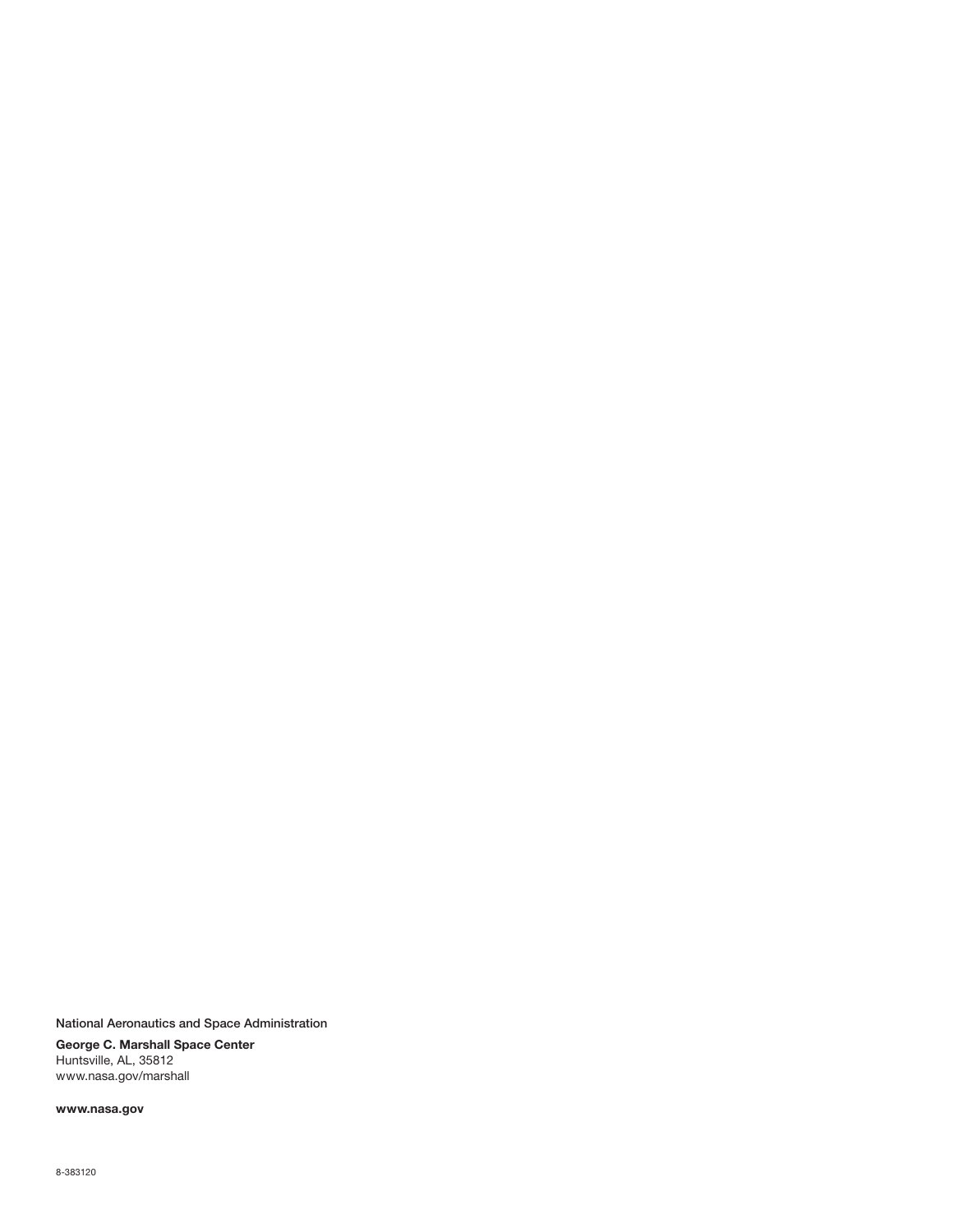National Aeronautics and Space Administration

**George C. Marshall Space Center**
Huntsville, AL, 35812
www.nasa.gov/marshall

**www.nasa.gov**

8-383120